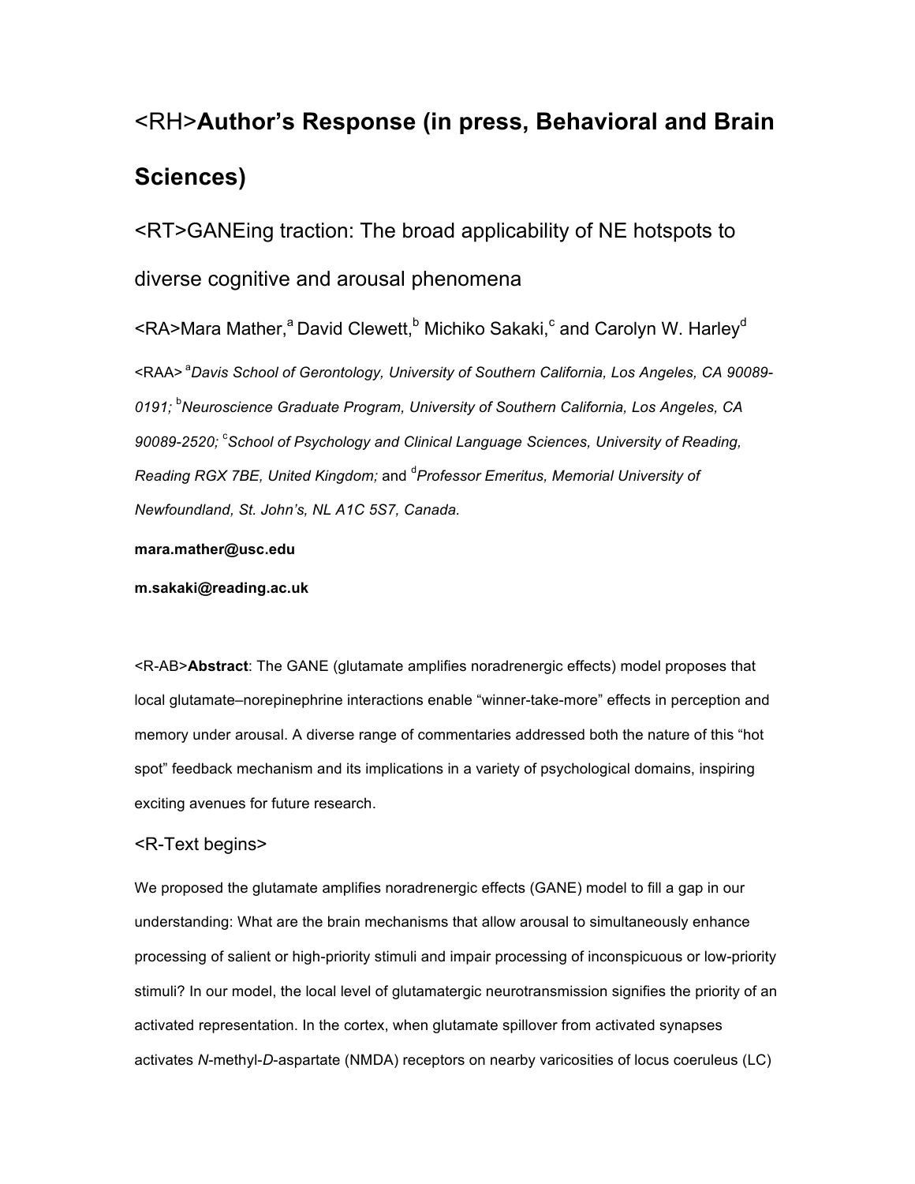<RH>**Author's Response (in press, Behavioral and Brain Sciences)**

<RT>GANEing traction: The broad applicability of NE hotspots to diverse cognitive and arousal phenomena

<RA>Mara Mather,[a] David Clewett,[b] Michiko Sakaki,[c] and Carolyn W. Harley[d]

<RAA> [a]*Davis School of Gerontology, University of Southern California, Los Angeles, CA 90089-0191;* [b]*Neuroscience Graduate Program, University of Southern California, Los Angeles, CA 90089-2520;* [c]*School of Psychology and Clinical Language Sciences, University of Reading, Reading RGX 7BE, United Kingdom;* and [d]*Professor Emeritus, Memorial University of Newfoundland, St. John's, NL A1C 5S7, Canada.*

**mara.mather@usc.edu**

**m.sakaki@reading.ac.uk**

<R-AB>**Abstract**: The GANE (glutamate amplifies noradrenergic effects) model proposes that local glutamate–norepinephrine interactions enable "winner-take-more" effects in perception and memory under arousal. A diverse range of commentaries addressed both the nature of this "hot spot" feedback mechanism and its implications in a variety of psychological domains, inspiring exciting avenues for future research.

<R-Text begins>

We proposed the glutamate amplifies noradrenergic effects (GANE) model to fill a gap in our understanding: What are the brain mechanisms that allow arousal to simultaneously enhance processing of salient or high-priority stimuli and impair processing of inconspicuous or low-priority stimuli? In our model, the local level of glutamatergic neurotransmission signifies the priority of an activated representation. In the cortex, when glutamate spillover from activated synapses activates *N*-methyl-*D*-aspartate (NMDA) receptors on nearby varicosities of locus coeruleus (LC)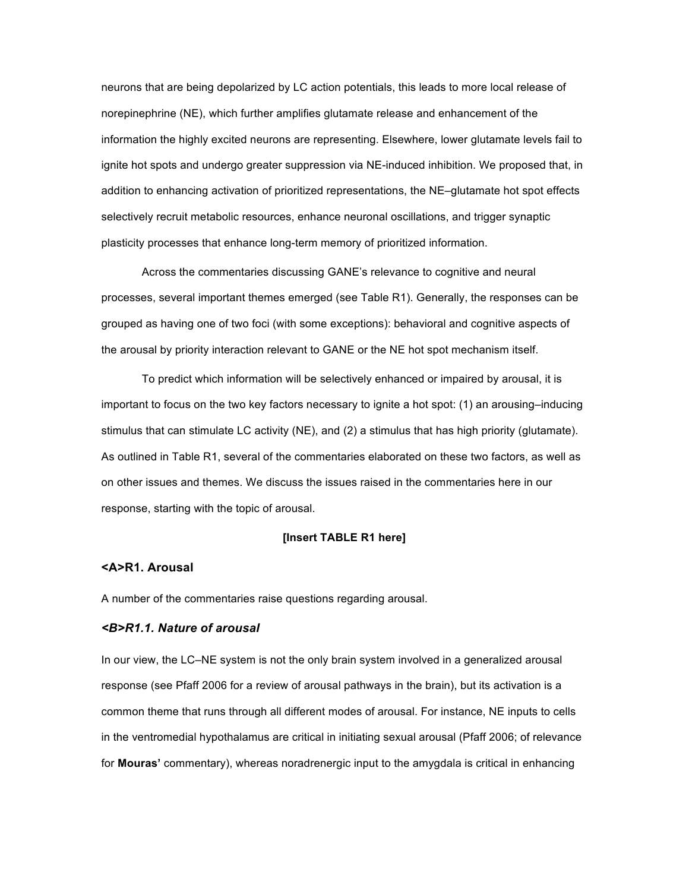neurons that are being depolarized by LC action potentials, this leads to more local release of norepinephrine (NE), which further amplifies glutamate release and enhancement of the information the highly excited neurons are representing. Elsewhere, lower glutamate levels fail to ignite hot spots and undergo greater suppression via NE-induced inhibition. We proposed that, in addition to enhancing activation of prioritized representations, the NE–glutamate hot spot effects selectively recruit metabolic resources, enhance neuronal oscillations, and trigger synaptic plasticity processes that enhance long-term memory of prioritized information.

Across the commentaries discussing GANE's relevance to cognitive and neural processes, several important themes emerged (see Table R1). Generally, the responses can be grouped as having one of two foci (with some exceptions): behavioral and cognitive aspects of the arousal by priority interaction relevant to GANE or the NE hot spot mechanism itself.

To predict which information will be selectively enhanced or impaired by arousal, it is important to focus on the two key factors necessary to ignite a hot spot: (1) an arousing–inducing stimulus that can stimulate LC activity (NE), and (2) a stimulus that has high priority (glutamate). As outlined in Table R1, several of the commentaries elaborated on these two factors, as well as on other issues and themes. We discuss the issues raised in the commentaries here in our response, starting with the topic of arousal.

**[Insert TABLE R1 here]**

## <A>R1. Arousal

A number of the commentaries raise questions regarding arousal.

### *<B>R1.1. Nature of arousal*

In our view, the LC–NE system is not the only brain system involved in a generalized arousal response (see Pfaff 2006 for a review of arousal pathways in the brain), but its activation is a common theme that runs through all different modes of arousal. For instance, NE inputs to cells in the ventromedial hypothalamus are critical in initiating sexual arousal (Pfaff 2006; of relevance for **Mouras'** commentary), whereas noradrenergic input to the amygdala is critical in enhancing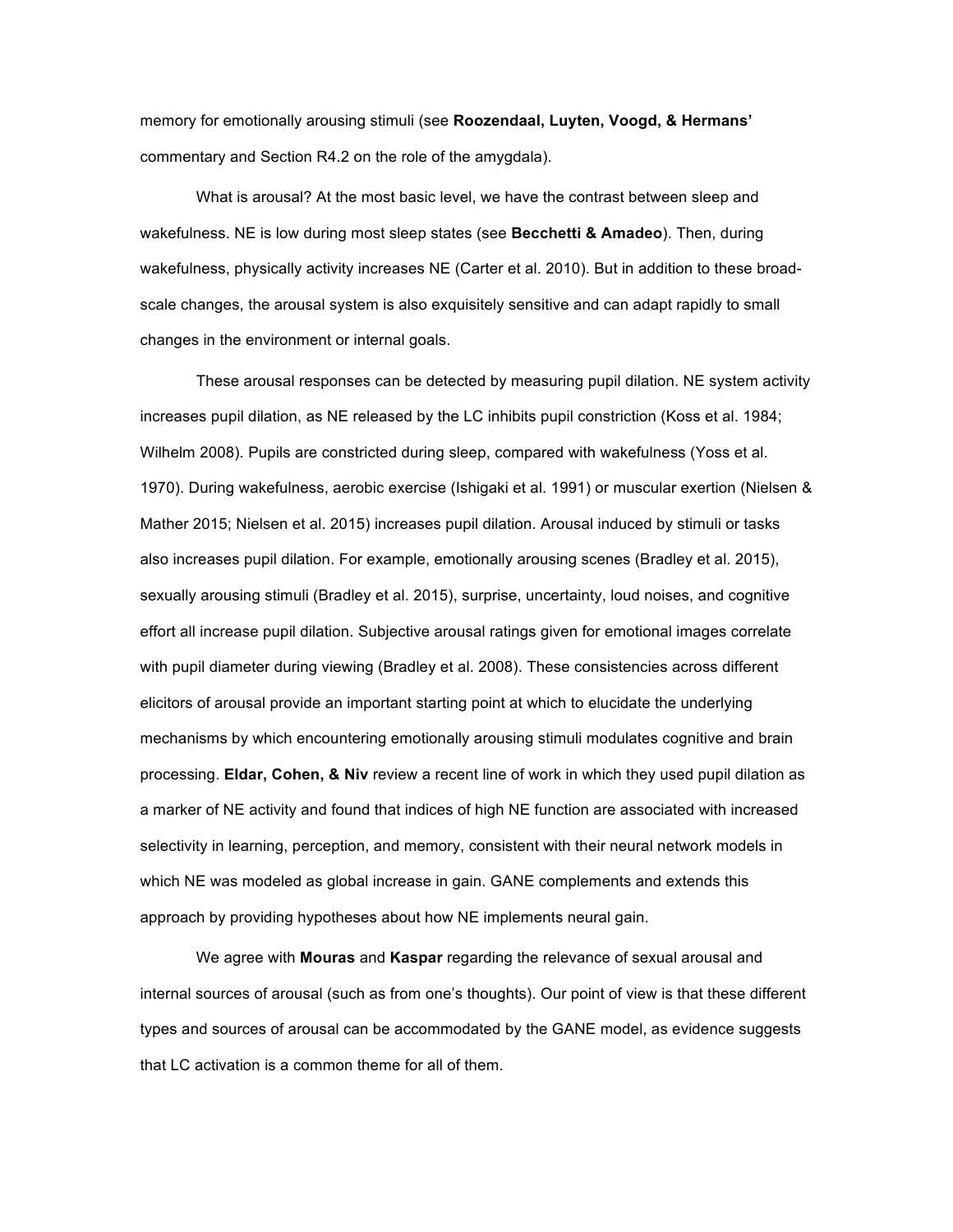memory for emotionally arousing stimuli (see **Roozendaal, Luyten, Voogd, & Hermans'** commentary and Section R4.2 on the role of the amygdala).

What is arousal? At the most basic level, we have the contrast between sleep and wakefulness. NE is low during most sleep states (see **Becchetti & Amadeo**). Then, during wakefulness, physically activity increases NE (Carter et al. 2010). But in addition to these broad-scale changes, the arousal system is also exquisitely sensitive and can adapt rapidly to small changes in the environment or internal goals.

These arousal responses can be detected by measuring pupil dilation. NE system activity increases pupil dilation, as NE released by the LC inhibits pupil constriction (Koss et al. 1984; Wilhelm 2008). Pupils are constricted during sleep, compared with wakefulness (Yoss et al. 1970). During wakefulness, aerobic exercise (Ishigaki et al. 1991) or muscular exertion (Nielsen & Mather 2015; Nielsen et al. 2015) increases pupil dilation. Arousal induced by stimuli or tasks also increases pupil dilation. For example, emotionally arousing scenes (Bradley et al. 2015), sexually arousing stimuli (Bradley et al. 2015), surprise, uncertainty, loud noises, and cognitive effort all increase pupil dilation. Subjective arousal ratings given for emotional images correlate with pupil diameter during viewing (Bradley et al. 2008). These consistencies across different elicitors of arousal provide an important starting point at which to elucidate the underlying mechanisms by which encountering emotionally arousing stimuli modulates cognitive and brain processing. **Eldar, Cohen, & Niv** review a recent line of work in which they used pupil dilation as a marker of NE activity and found that indices of high NE function are associated with increased selectivity in learning, perception, and memory, consistent with their neural network models in which NE was modeled as global increase in gain. GANE complements and extends this approach by providing hypotheses about how NE implements neural gain.

We agree with **Mouras** and **Kaspar** regarding the relevance of sexual arousal and internal sources of arousal (such as from one's thoughts). Our point of view is that these different types and sources of arousal can be accommodated by the GANE model, as evidence suggests that LC activation is a common theme for all of them.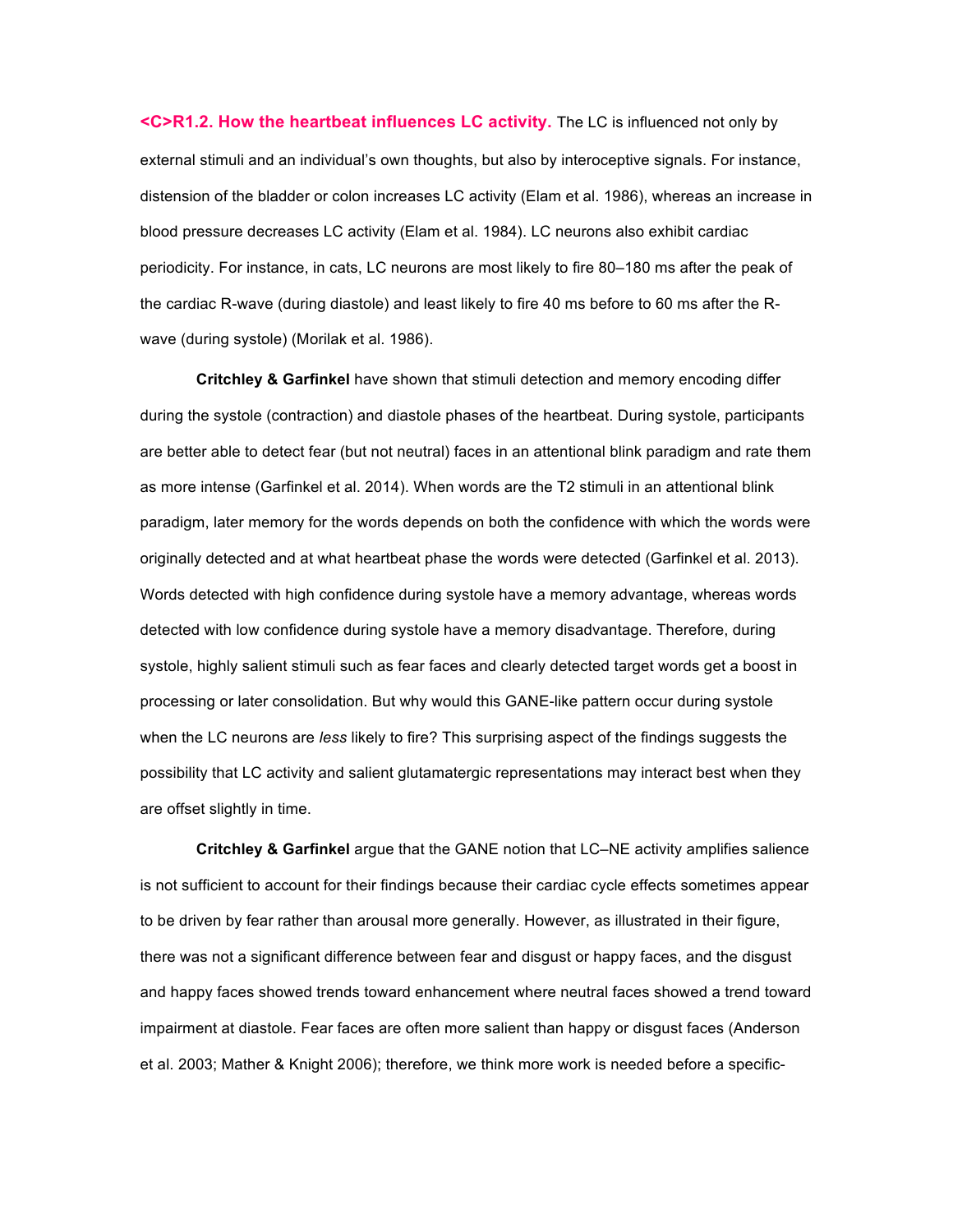**<C>R1.2. How the heartbeat influences LC activity.** The LC is influenced not only by external stimuli and an individual's own thoughts, but also by interoceptive signals. For instance, distension of the bladder or colon increases LC activity (Elam et al. 1986), whereas an increase in blood pressure decreases LC activity (Elam et al. 1984). LC neurons also exhibit cardiac periodicity. For instance, in cats, LC neurons are most likely to fire 80–180 ms after the peak of the cardiac R-wave (during diastole) and least likely to fire 40 ms before to 60 ms after the R-wave (during systole) (Morilak et al. 1986).

**Critchley & Garfinkel** have shown that stimuli detection and memory encoding differ during the systole (contraction) and diastole phases of the heartbeat. During systole, participants are better able to detect fear (but not neutral) faces in an attentional blink paradigm and rate them as more intense (Garfinkel et al. 2014). When words are the T2 stimuli in an attentional blink paradigm, later memory for the words depends on both the confidence with which the words were originally detected and at what heartbeat phase the words were detected (Garfinkel et al. 2013). Words detected with high confidence during systole have a memory advantage, whereas words detected with low confidence during systole have a memory disadvantage. Therefore, during systole, highly salient stimuli such as fear faces and clearly detected target words get a boost in processing or later consolidation. But why would this GANE-like pattern occur during systole when the LC neurons are *less* likely to fire? This surprising aspect of the findings suggests the possibility that LC activity and salient glutamatergic representations may interact best when they are offset slightly in time.

**Critchley & Garfinkel** argue that the GANE notion that LC–NE activity amplifies salience is not sufficient to account for their findings because their cardiac cycle effects sometimes appear to be driven by fear rather than arousal more generally. However, as illustrated in their figure, there was not a significant difference between fear and disgust or happy faces, and the disgust and happy faces showed trends toward enhancement where neutral faces showed a trend toward impairment at diastole. Fear faces are often more salient than happy or disgust faces (Anderson et al. 2003; Mather & Knight 2006); therefore, we think more work is needed before a specific-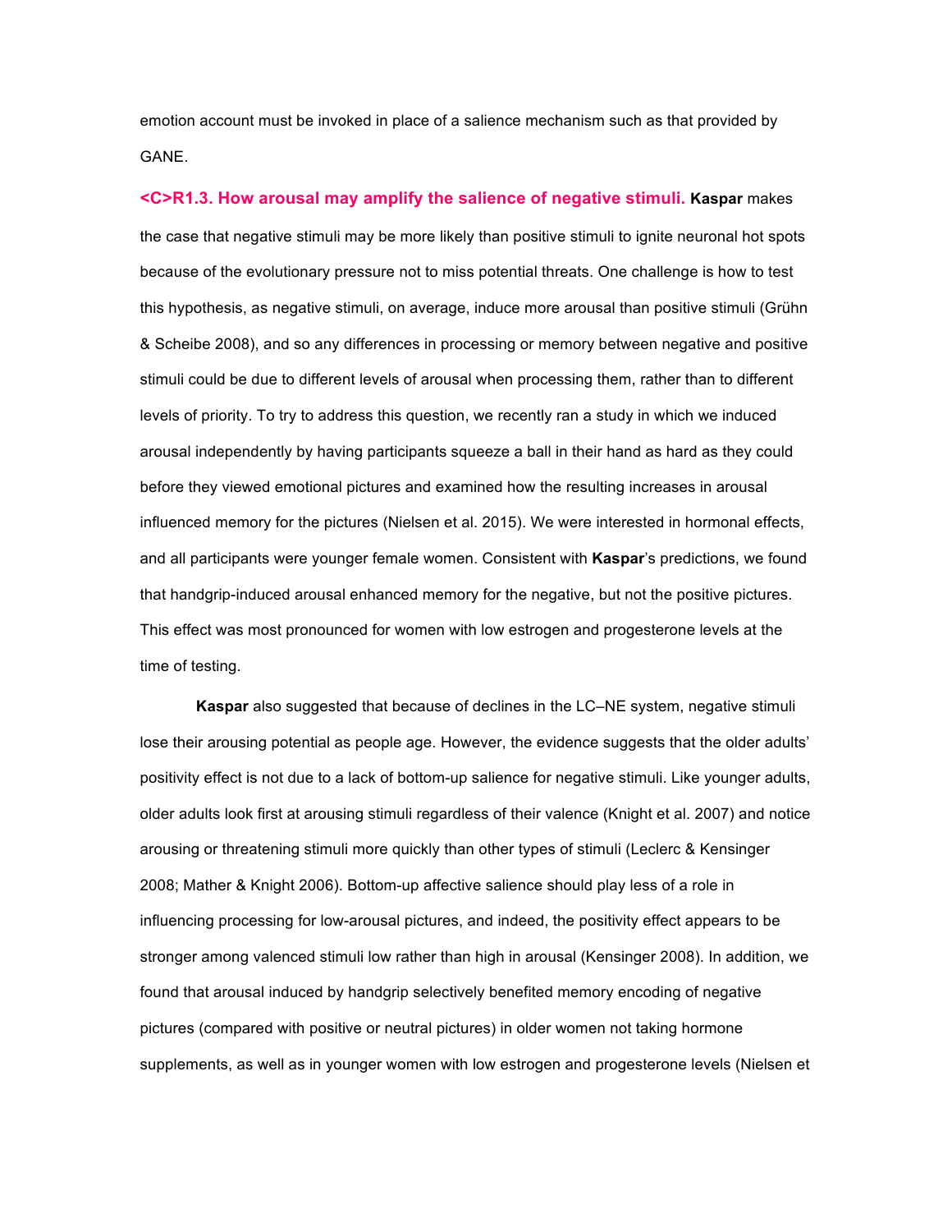emotion account must be invoked in place of a salience mechanism such as that provided by GANE.

### <C>R1.3. How arousal may amplify the salience of negative stimuli.

**Kaspar** makes the case that negative stimuli may be more likely than positive stimuli to ignite neuronal hot spots because of the evolutionary pressure not to miss potential threats. One challenge is how to test this hypothesis, as negative stimuli, on average, induce more arousal than positive stimuli (Grühn & Scheibe 2008), and so any differences in processing or memory between negative and positive stimuli could be due to different levels of arousal when processing them, rather than to different levels of priority. To try to address this question, we recently ran a study in which we induced arousal independently by having participants squeeze a ball in their hand as hard as they could before they viewed emotional pictures and examined how the resulting increases in arousal influenced memory for the pictures (Nielsen et al. 2015). We were interested in hormonal effects, and all participants were younger female women. Consistent with **Kaspar**'s predictions, we found that handgrip-induced arousal enhanced memory for the negative, but not the positive pictures. This effect was most pronounced for women with low estrogen and progesterone levels at the time of testing.

**Kaspar** also suggested that because of declines in the LC–NE system, negative stimuli lose their arousing potential as people age. However, the evidence suggests that the older adults' positivity effect is not due to a lack of bottom-up salience for negative stimuli. Like younger adults, older adults look first at arousing stimuli regardless of their valence (Knight et al. 2007) and notice arousing or threatening stimuli more quickly than other types of stimuli (Leclerc & Kensinger 2008; Mather & Knight 2006). Bottom-up affective salience should play less of a role in influencing processing for low-arousal pictures, and indeed, the positivity effect appears to be stronger among valenced stimuli low rather than high in arousal (Kensinger 2008). In addition, we found that arousal induced by handgrip selectively benefited memory encoding of negative pictures (compared with positive or neutral pictures) in older women not taking hormone supplements, as well as in younger women with low estrogen and progesterone levels (Nielsen et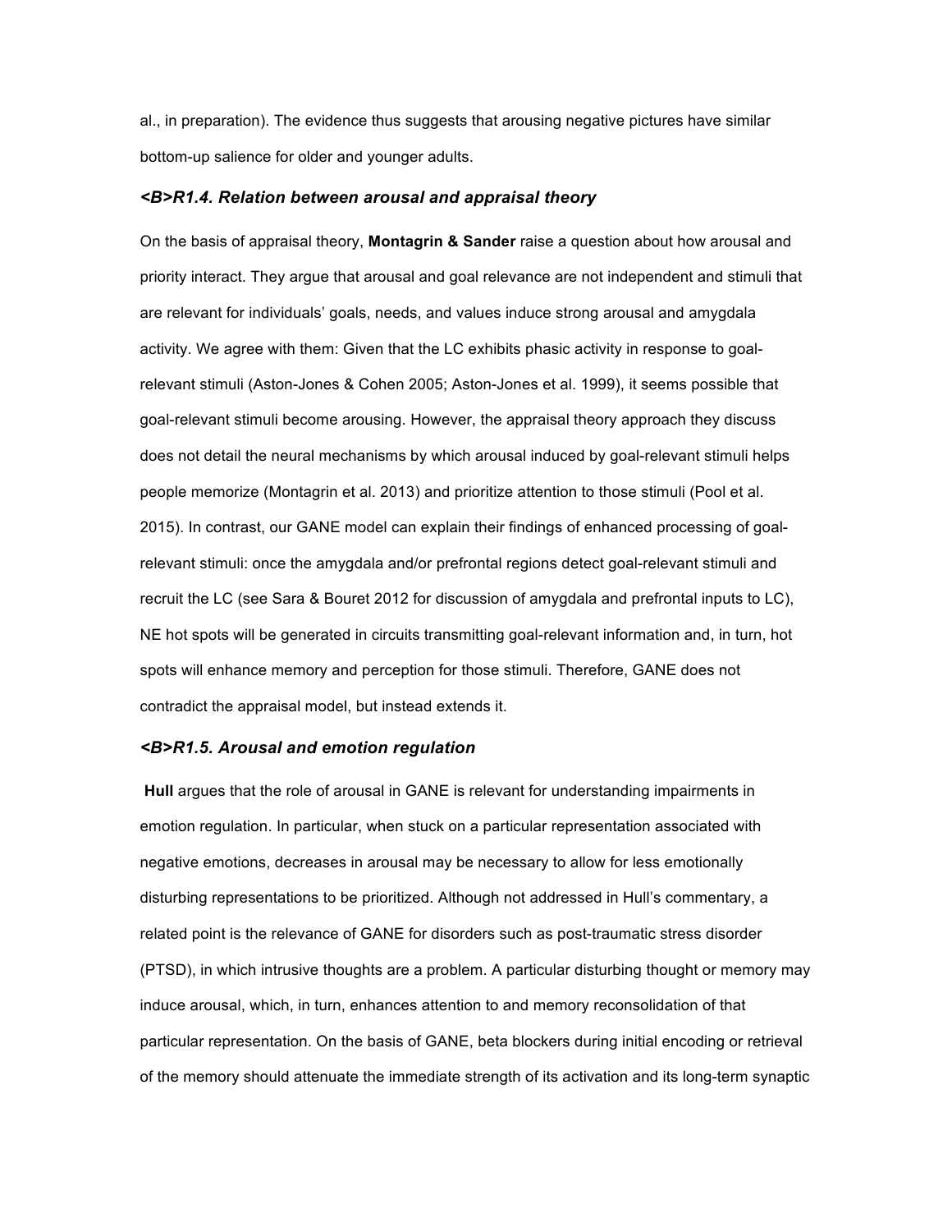al., in preparation). The evidence thus suggests that arousing negative pictures have similar bottom-up salience for older and younger adults.

### <B>R1.4. Relation between arousal and appraisal theory

On the basis of appraisal theory, **Montagrin & Sander** raise a question about how arousal and priority interact. They argue that arousal and goal relevance are not independent and stimuli that are relevant for individuals' goals, needs, and values induce strong arousal and amygdala activity. We agree with them: Given that the LC exhibits phasic activity in response to goal-relevant stimuli (Aston-Jones & Cohen 2005; Aston-Jones et al. 1999), it seems possible that goal-relevant stimuli become arousing. However, the appraisal theory approach they discuss does not detail the neural mechanisms by which arousal induced by goal-relevant stimuli helps people memorize (Montagrin et al. 2013) and prioritize attention to those stimuli (Pool et al. 2015). In contrast, our GANE model can explain their findings of enhanced processing of goal-relevant stimuli: once the amygdala and/or prefrontal regions detect goal-relevant stimuli and recruit the LC (see Sara & Bouret 2012 for discussion of amygdala and prefrontal inputs to LC), NE hot spots will be generated in circuits transmitting goal-relevant information and, in turn, hot spots will enhance memory and perception for those stimuli. Therefore, GANE does not contradict the appraisal model, but instead extends it.

### <B>R1.5. Arousal and emotion regulation

**Hull** argues that the role of arousal in GANE is relevant for understanding impairments in emotion regulation. In particular, when stuck on a particular representation associated with negative emotions, decreases in arousal may be necessary to allow for less emotionally disturbing representations to be prioritized. Although not addressed in Hull's commentary, a related point is the relevance of GANE for disorders such as post-traumatic stress disorder (PTSD), in which intrusive thoughts are a problem. A particular disturbing thought or memory may induce arousal, which, in turn, enhances attention to and memory reconsolidation of that particular representation. On the basis of GANE, beta blockers during initial encoding or retrieval of the memory should attenuate the immediate strength of its activation and its long-term synaptic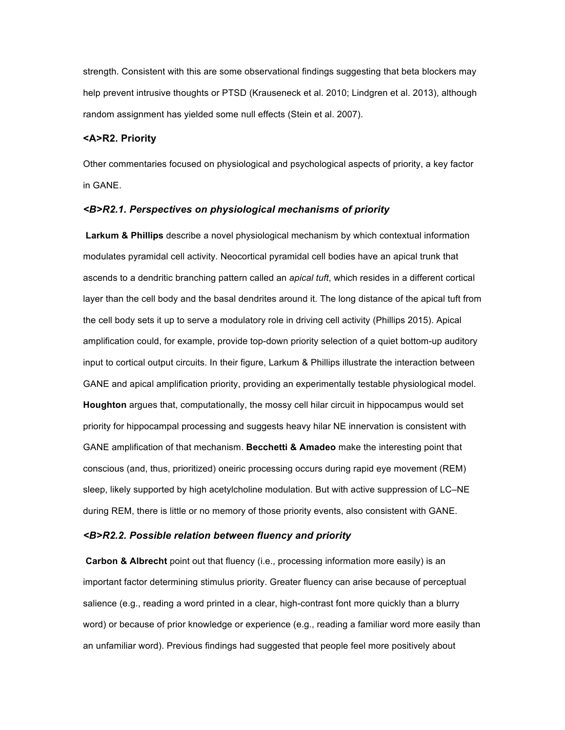strength. Consistent with this are some observational findings suggesting that beta blockers may help prevent intrusive thoughts or PTSD (Krauseneck et al. 2010; Lindgren et al. 2013), although random assignment has yielded some null effects (Stein et al. 2007).

## <A>R2. Priority

Other commentaries focused on physiological and psychological aspects of priority, a key factor in GANE.

### *<B>R2.1. Perspectives on physiological mechanisms of priority*

**Larkum & Phillips** describe a novel physiological mechanism by which contextual information modulates pyramidal cell activity. Neocortical pyramidal cell bodies have an apical trunk that ascends to a dendritic branching pattern called an *apical tuft*, which resides in a different cortical layer than the cell body and the basal dendrites around it. The long distance of the apical tuft from the cell body sets it up to serve a modulatory role in driving cell activity (Phillips 2015). Apical amplification could, for example, provide top-down priority selection of a quiet bottom-up auditory input to cortical output circuits. In their figure, Larkum & Phillips illustrate the interaction between GANE and apical amplification priority, providing an experimentally testable physiological model. **Houghton** argues that, computationally, the mossy cell hilar circuit in hippocampus would set priority for hippocampal processing and suggests heavy hilar NE innervation is consistent with GANE amplification of that mechanism. **Becchetti & Amadeo** make the interesting point that conscious (and, thus, prioritized) oneiric processing occurs during rapid eye movement (REM) sleep, likely supported by high acetylcholine modulation. But with active suppression of LC–NE during REM, there is little or no memory of those priority events, also consistent with GANE.

### *<B>R2.2. Possible relation between fluency and priority*

**Carbon & Albrecht** point out that fluency (i.e., processing information more easily) is an important factor determining stimulus priority. Greater fluency can arise because of perceptual salience (e.g., reading a word printed in a clear, high-contrast font more quickly than a blurry word) or because of prior knowledge or experience (e.g., reading a familiar word more easily than an unfamiliar word). Previous findings had suggested that people feel more positively about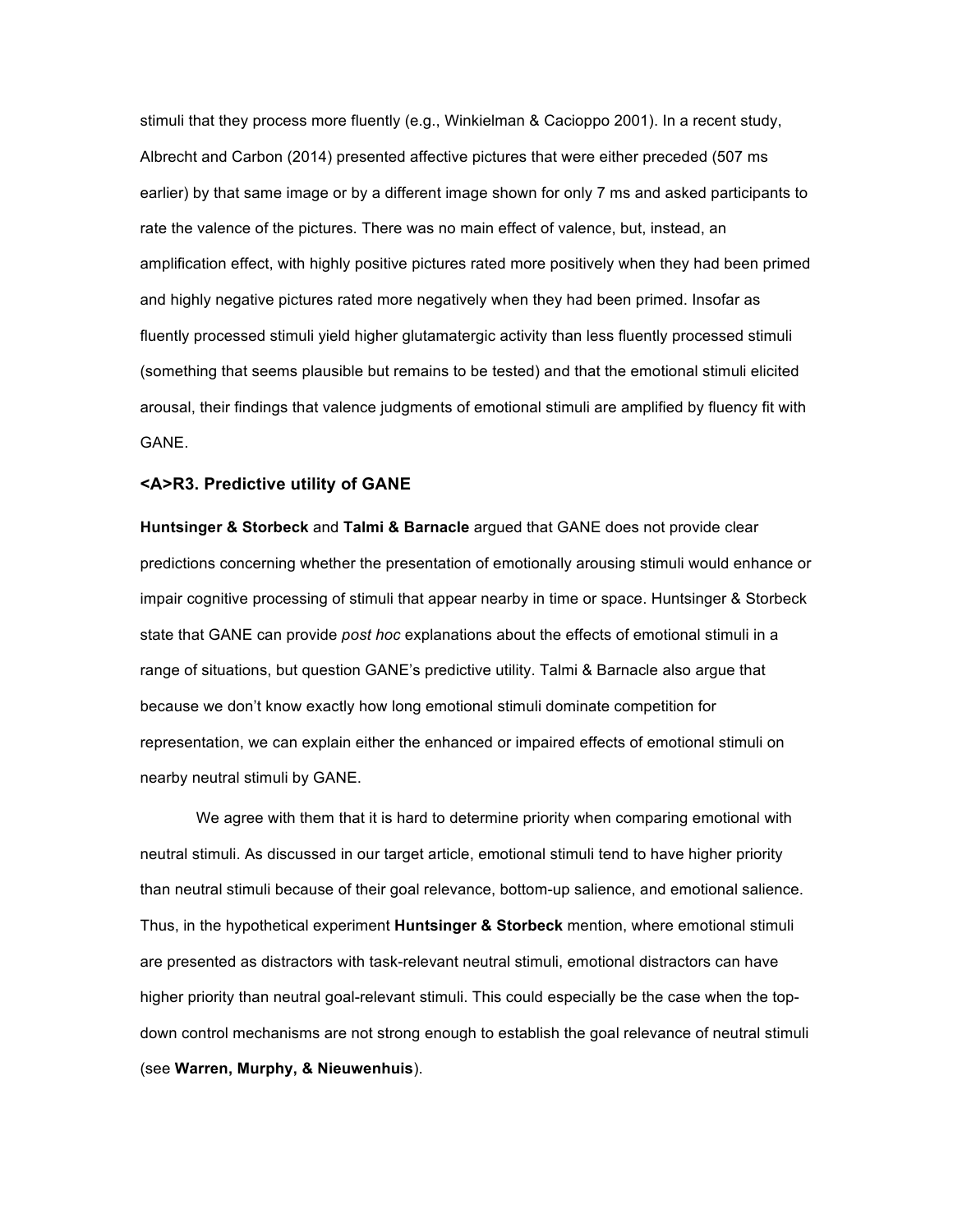stimuli that they process more fluently (e.g., Winkielman & Cacioppo 2001). In a recent study, Albrecht and Carbon (2014) presented affective pictures that were either preceded (507 ms earlier) by that same image or by a different image shown for only 7 ms and asked participants to rate the valence of the pictures. There was no main effect of valence, but, instead, an amplification effect, with highly positive pictures rated more positively when they had been primed and highly negative pictures rated more negatively when they had been primed. Insofar as fluently processed stimuli yield higher glutamatergic activity than less fluently processed stimuli (something that seems plausible but remains to be tested) and that the emotional stimuli elicited arousal, their findings that valence judgments of emotional stimuli are amplified by fluency fit with GANE.

## <A>R3. Predictive utility of GANE

**Huntsinger & Storbeck** and **Talmi & Barnacle** argued that GANE does not provide clear predictions concerning whether the presentation of emotionally arousing stimuli would enhance or impair cognitive processing of stimuli that appear nearby in time or space. Huntsinger & Storbeck state that GANE can provide *post hoc* explanations about the effects of emotional stimuli in a range of situations, but question GANE's predictive utility. Talmi & Barnacle also argue that because we don't know exactly how long emotional stimuli dominate competition for representation, we can explain either the enhanced or impaired effects of emotional stimuli on nearby neutral stimuli by GANE.

We agree with them that it is hard to determine priority when comparing emotional with neutral stimuli. As discussed in our target article, emotional stimuli tend to have higher priority than neutral stimuli because of their goal relevance, bottom-up salience, and emotional salience. Thus, in the hypothetical experiment **Huntsinger & Storbeck** mention, where emotional stimuli are presented as distractors with task-relevant neutral stimuli, emotional distractors can have higher priority than neutral goal-relevant stimuli. This could especially be the case when the top-down control mechanisms are not strong enough to establish the goal relevance of neutral stimuli (see **Warren, Murphy, & Nieuwenhuis**).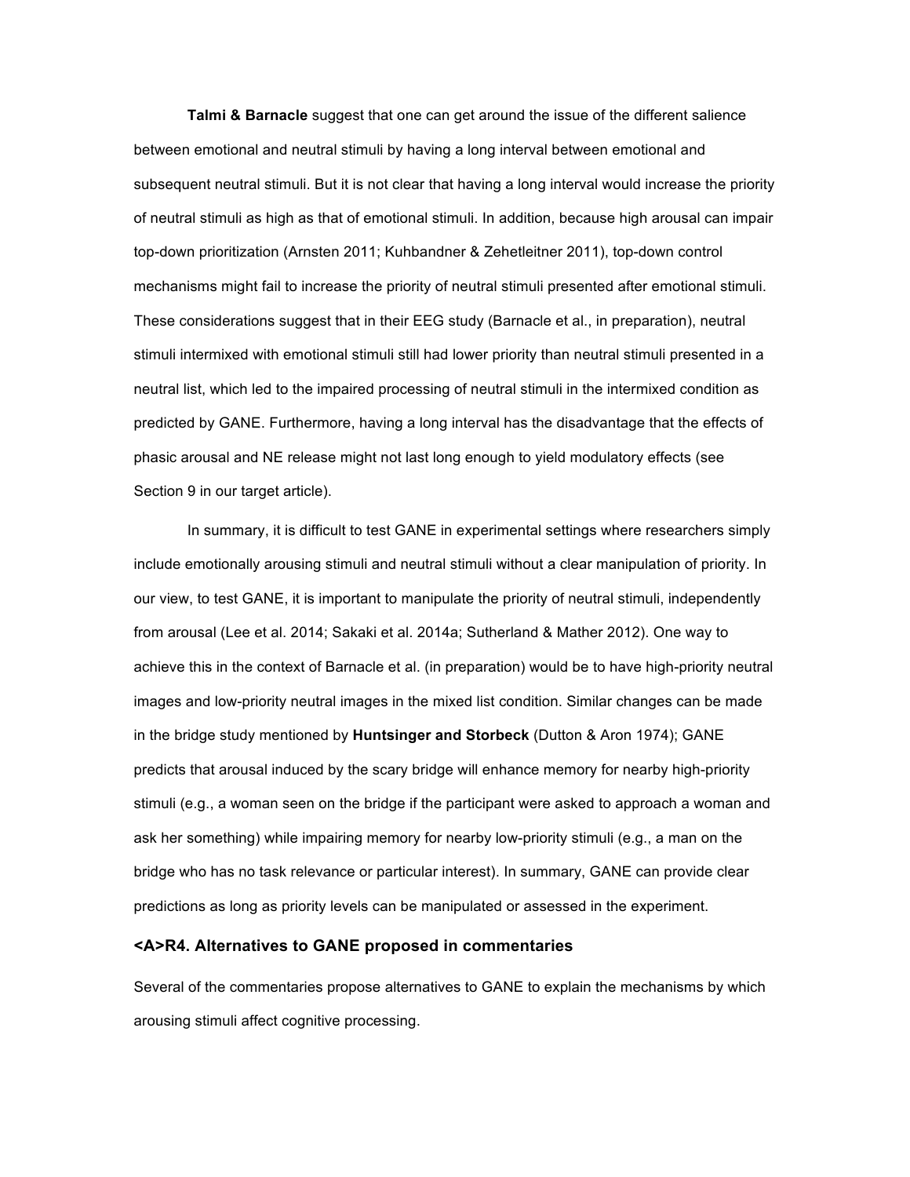**Talmi & Barnacle** suggest that one can get around the issue of the different salience between emotional and neutral stimuli by having a long interval between emotional and subsequent neutral stimuli. But it is not clear that having a long interval would increase the priority of neutral stimuli as high as that of emotional stimuli. In addition, because high arousal can impair top-down prioritization (Arnsten 2011; Kuhbandner & Zehetleitner 2011), top-down control mechanisms might fail to increase the priority of neutral stimuli presented after emotional stimuli. These considerations suggest that in their EEG study (Barnacle et al., in preparation), neutral stimuli intermixed with emotional stimuli still had lower priority than neutral stimuli presented in a neutral list, which led to the impaired processing of neutral stimuli in the intermixed condition as predicted by GANE. Furthermore, having a long interval has the disadvantage that the effects of phasic arousal and NE release might not last long enough to yield modulatory effects (see Section 9 in our target article).

In summary, it is difficult to test GANE in experimental settings where researchers simply include emotionally arousing stimuli and neutral stimuli without a clear manipulation of priority. In our view, to test GANE, it is important to manipulate the priority of neutral stimuli, independently from arousal (Lee et al. 2014; Sakaki et al. 2014a; Sutherland & Mather 2012). One way to achieve this in the context of Barnacle et al. (in preparation) would be to have high-priority neutral images and low-priority neutral images in the mixed list condition. Similar changes can be made in the bridge study mentioned by **Huntsinger and Storbeck** (Dutton & Aron 1974); GANE predicts that arousal induced by the scary bridge will enhance memory for nearby high-priority stimuli (e.g., a woman seen on the bridge if the participant were asked to approach a woman and ask her something) while impairing memory for nearby low-priority stimuli (e.g., a man on the bridge who has no task relevance or particular interest). In summary, GANE can provide clear predictions as long as priority levels can be manipulated or assessed in the experiment.

## <A>R4. Alternatives to GANE proposed in commentaries

Several of the commentaries propose alternatives to GANE to explain the mechanisms by which arousing stimuli affect cognitive processing.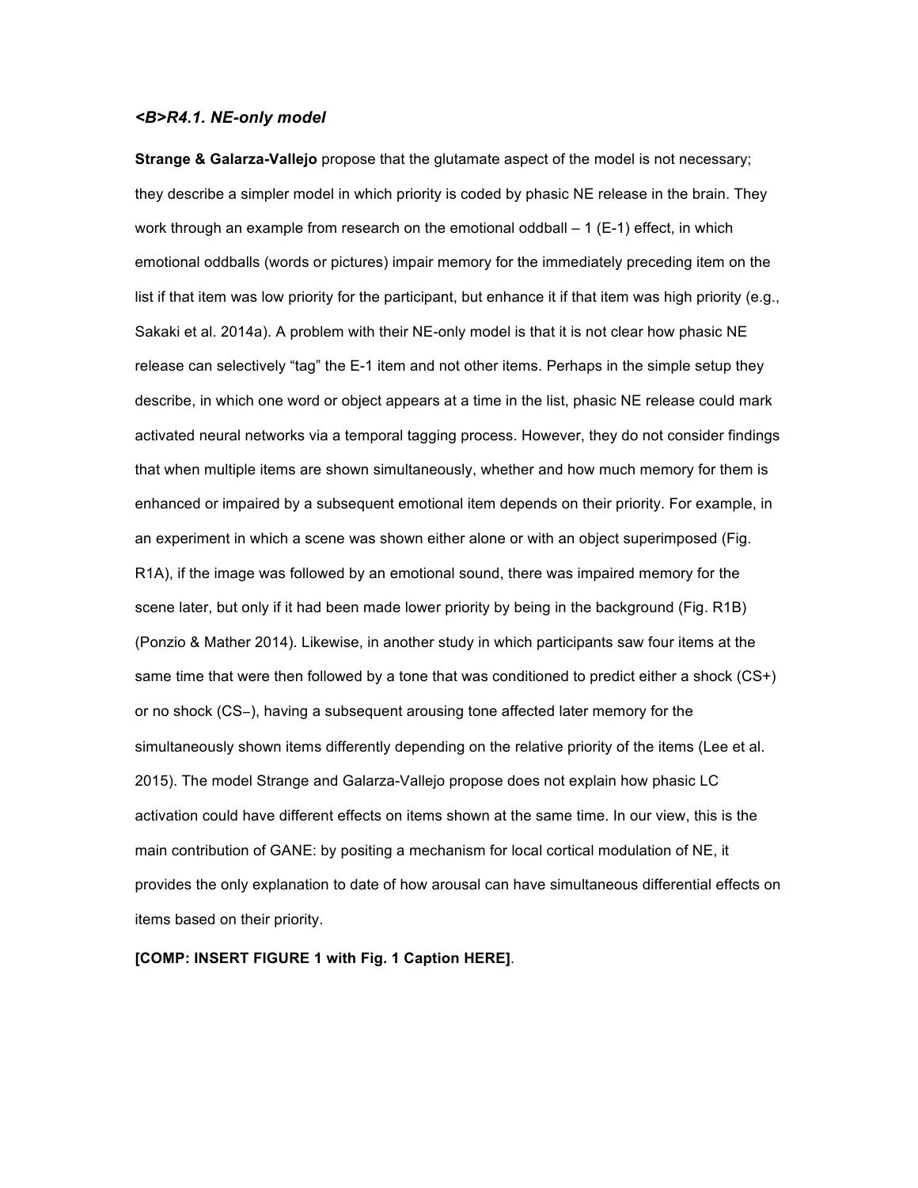### <B>R4.1. NE-only model

**Strange & Galarza-Vallejo** propose that the glutamate aspect of the model is not necessary; they describe a simpler model in which priority is coded by phasic NE release in the brain. They work through an example from research on the emotional oddball – 1 (E-1) effect, in which emotional oddballs (words or pictures) impair memory for the immediately preceding item on the list if that item was low priority for the participant, but enhance it if that item was high priority (e.g., Sakaki et al. 2014a). A problem with their NE-only model is that it is not clear how phasic NE release can selectively "tag" the E-1 item and not other items. Perhaps in the simple setup they describe, in which one word or object appears at a time in the list, phasic NE release could mark activated neural networks via a temporal tagging process. However, they do not consider findings that when multiple items are shown simultaneously, whether and how much memory for them is enhanced or impaired by a subsequent emotional item depends on their priority. For example, in an experiment in which a scene was shown either alone or with an object superimposed (Fig. R1A), if the image was followed by an emotional sound, there was impaired memory for the scene later, but only if it had been made lower priority by being in the background (Fig. R1B) (Ponzio & Mather 2014). Likewise, in another study in which participants saw four items at the same time that were then followed by a tone that was conditioned to predict either a shock (CS+) or no shock (CS−), having a subsequent arousing tone affected later memory for the simultaneously shown items differently depending on the relative priority of the items (Lee et al. 2015). The model Strange and Galarza-Vallejo propose does not explain how phasic LC activation could have different effects on items shown at the same time. In our view, this is the main contribution of GANE: by positing a mechanism for local cortical modulation of NE, it provides the only explanation to date of how arousal can have simultaneous differential effects on items based on their priority.

**[COMP: INSERT FIGURE 1 with Fig. 1 Caption HERE]**.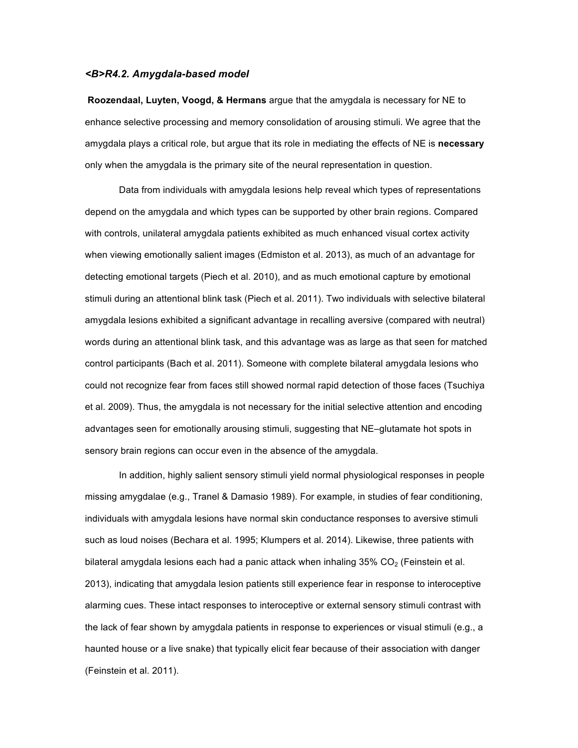### *<B>R4.2. Amygdala-based model*

**Roozendaal, Luyten, Voogd, & Hermans** argue that the amygdala is necessary for NE to enhance selective processing and memory consolidation of arousing stimuli. We agree that the amygdala plays a critical role, but argue that its role in mediating the effects of NE is **necessary** only when the amygdala is the primary site of the neural representation in question.

Data from individuals with amygdala lesions help reveal which types of representations depend on the amygdala and which types can be supported by other brain regions. Compared with controls, unilateral amygdala patients exhibited as much enhanced visual cortex activity when viewing emotionally salient images (Edmiston et al. 2013), as much of an advantage for detecting emotional targets (Piech et al. 2010), and as much emotional capture by emotional stimuli during an attentional blink task (Piech et al. 2011). Two individuals with selective bilateral amygdala lesions exhibited a significant advantage in recalling aversive (compared with neutral) words during an attentional blink task, and this advantage was as large as that seen for matched control participants (Bach et al. 2011). Someone with complete bilateral amygdala lesions who could not recognize fear from faces still showed normal rapid detection of those faces (Tsuchiya et al. 2009). Thus, the amygdala is not necessary for the initial selective attention and encoding advantages seen for emotionally arousing stimuli, suggesting that NE–glutamate hot spots in sensory brain regions can occur even in the absence of the amygdala.

In addition, highly salient sensory stimuli yield normal physiological responses in people missing amygdalae (e.g., Tranel & Damasio 1989). For example, in studies of fear conditioning, individuals with amygdala lesions have normal skin conductance responses to aversive stimuli such as loud noises (Bechara et al. 1995; Klumpers et al. 2014). Likewise, three patients with bilateral amygdala lesions each had a panic attack when inhaling 35% $CO_2$ (Feinstein et al. 2013), indicating that amygdala lesion patients still experience fear in response to interoceptive alarming cues. These intact responses to interoceptive or external sensory stimuli contrast with the lack of fear shown by amygdala patients in response to experiences or visual stimuli (e.g., a haunted house or a live snake) that typically elicit fear because of their association with danger (Feinstein et al. 2011).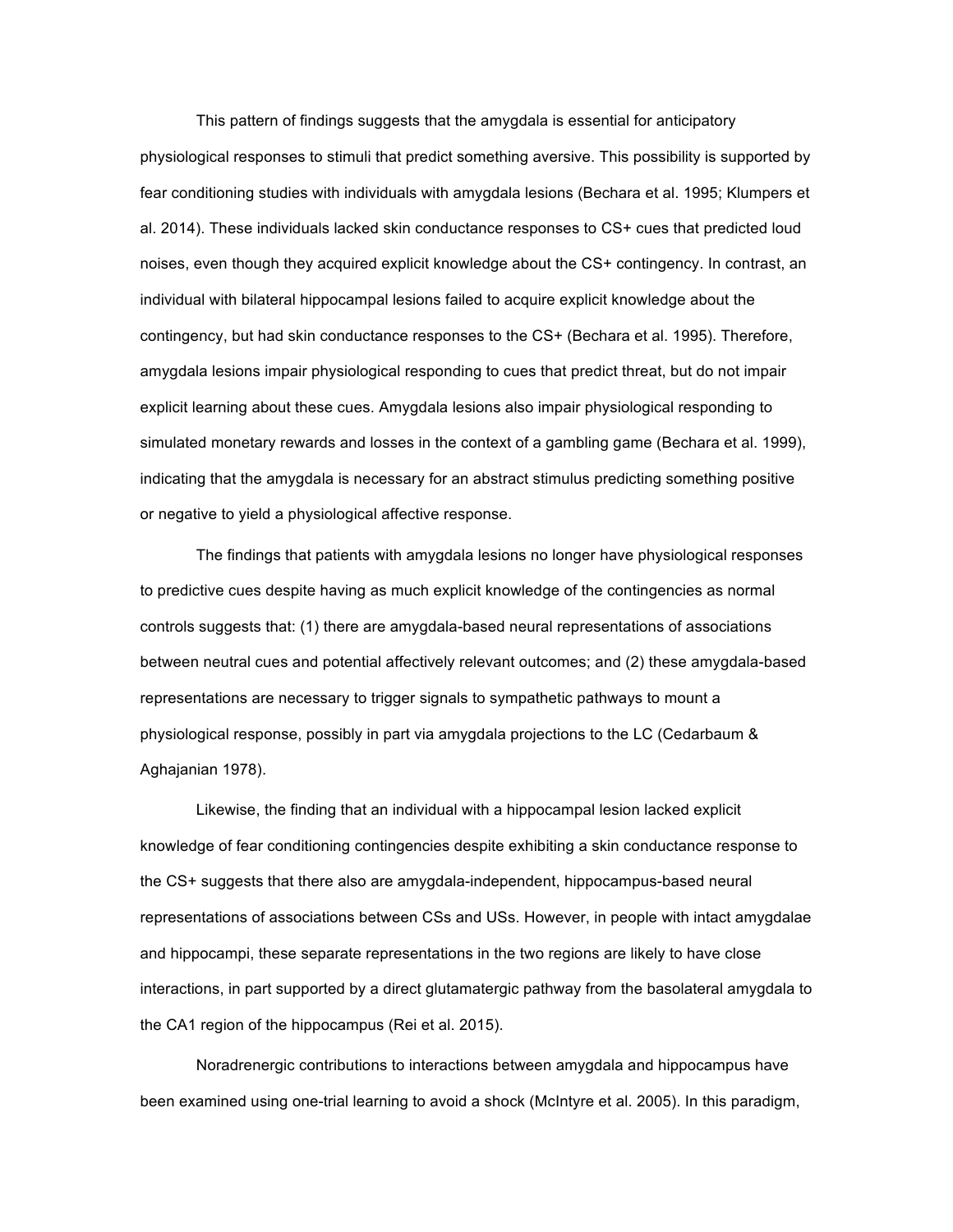This pattern of findings suggests that the amygdala is essential for anticipatory physiological responses to stimuli that predict something aversive. This possibility is supported by fear conditioning studies with individuals with amygdala lesions (Bechara et al. 1995; Klumpers et al. 2014). These individuals lacked skin conductance responses to CS+ cues that predicted loud noises, even though they acquired explicit knowledge about the CS+ contingency. In contrast, an individual with bilateral hippocampal lesions failed to acquire explicit knowledge about the contingency, but had skin conductance responses to the CS+ (Bechara et al. 1995). Therefore, amygdala lesions impair physiological responding to cues that predict threat, but do not impair explicit learning about these cues. Amygdala lesions also impair physiological responding to simulated monetary rewards and losses in the context of a gambling game (Bechara et al. 1999), indicating that the amygdala is necessary for an abstract stimulus predicting something positive or negative to yield a physiological affective response.

The findings that patients with amygdala lesions no longer have physiological responses to predictive cues despite having as much explicit knowledge of the contingencies as normal controls suggests that: (1) there are amygdala-based neural representations of associations between neutral cues and potential affectively relevant outcomes; and (2) these amygdala-based representations are necessary to trigger signals to sympathetic pathways to mount a physiological response, possibly in part via amygdala projections to the LC (Cedarbaum & Aghajanian 1978).

Likewise, the finding that an individual with a hippocampal lesion lacked explicit knowledge of fear conditioning contingencies despite exhibiting a skin conductance response to the CS+ suggests that there also are amygdala-independent, hippocampus-based neural representations of associations between CSs and USs. However, in people with intact amygdalae and hippocampi, these separate representations in the two regions are likely to have close interactions, in part supported by a direct glutamatergic pathway from the basolateral amygdala to the CA1 region of the hippocampus (Rei et al. 2015).

Noradrenergic contributions to interactions between amygdala and hippocampus have been examined using one-trial learning to avoid a shock (McIntyre et al. 2005). In this paradigm,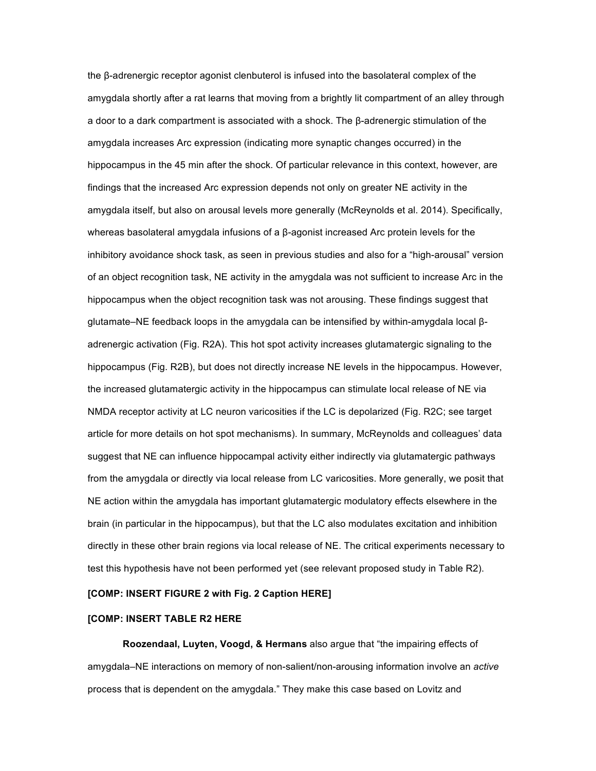the β-adrenergic receptor agonist clenbuterol is infused into the basolateral complex of the amygdala shortly after a rat learns that moving from a brightly lit compartment of an alley through a door to a dark compartment is associated with a shock. The β-adrenergic stimulation of the amygdala increases Arc expression (indicating more synaptic changes occurred) in the hippocampus in the 45 min after the shock. Of particular relevance in this context, however, are findings that the increased Arc expression depends not only on greater NE activity in the amygdala itself, but also on arousal levels more generally (McReynolds et al. 2014). Specifically, whereas basolateral amygdala infusions of a β-agonist increased Arc protein levels for the inhibitory avoidance shock task, as seen in previous studies and also for a "high-arousal" version of an object recognition task, NE activity in the amygdala was not sufficient to increase Arc in the hippocampus when the object recognition task was not arousing. These findings suggest that glutamate–NE feedback loops in the amygdala can be intensified by within-amygdala local β-adrenergic activation (Fig. R2A). This hot spot activity increases glutamatergic signaling to the hippocampus (Fig. R2B), but does not directly increase NE levels in the hippocampus. However, the increased glutamatergic activity in the hippocampus can stimulate local release of NE via NMDA receptor activity at LC neuron varicosities if the LC is depolarized (Fig. R2C; see target article for more details on hot spot mechanisms). In summary, McReynolds and colleagues' data suggest that NE can influence hippocampal activity either indirectly via glutamatergic pathways from the amygdala or directly via local release from LC varicosities. More generally, we posit that NE action within the amygdala has important glutamatergic modulatory effects elsewhere in the brain (in particular in the hippocampus), but that the LC also modulates excitation and inhibition directly in these other brain regions via local release of NE. The critical experiments necessary to test this hypothesis have not been performed yet (see relevant proposed study in Table R2).

**[COMP: INSERT FIGURE 2 with Fig. 2 Caption HERE]**

**[COMP: INSERT TABLE R2 HERE**

**Roozendaal, Luyten, Voogd, & Hermans** also argue that "the impairing effects of amygdala–NE interactions on memory of non-salient/non-arousing information involve an *active* process that is dependent on the amygdala." They make this case based on Lovitz and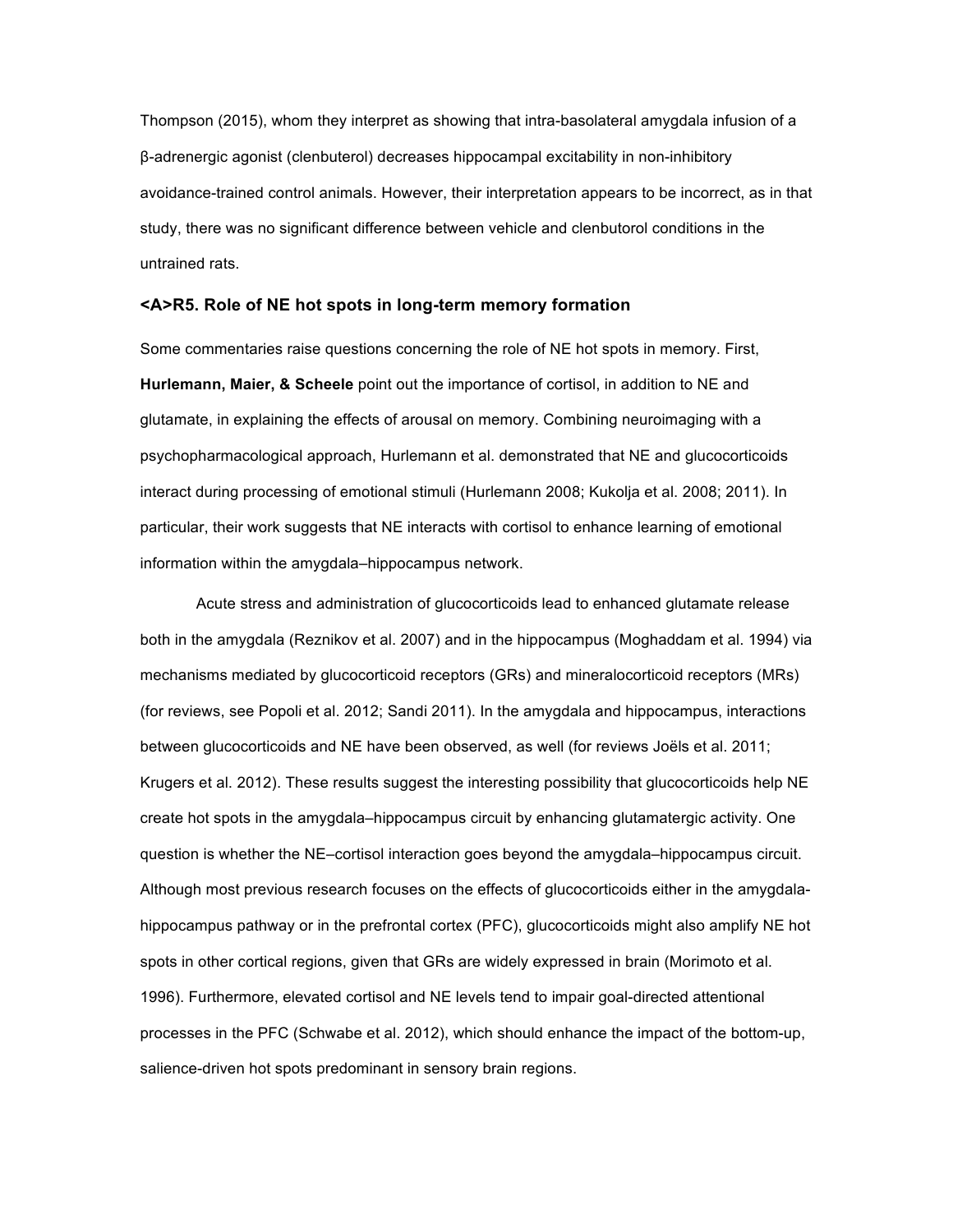Thompson (2015), whom they interpret as showing that intra-basolateral amygdala infusion of a β-adrenergic agonist (clenbuterol) decreases hippocampal excitability in non-inhibitory avoidance-trained control animals. However, their interpretation appears to be incorrect, as in that study, there was no significant difference between vehicle and clenbutorol conditions in the untrained rats.

## <A>R5. Role of NE hot spots in long-term memory formation

Some commentaries raise questions concerning the role of NE hot spots in memory. First, **Hurlemann, Maier, & Scheele** point out the importance of cortisol, in addition to NE and glutamate, in explaining the effects of arousal on memory. Combining neuroimaging with a psychopharmacological approach, Hurlemann et al. demonstrated that NE and glucocorticoids interact during processing of emotional stimuli (Hurlemann 2008; Kukolja et al. 2008; 2011). In particular, their work suggests that NE interacts with cortisol to enhance learning of emotional information within the amygdala–hippocampus network.

Acute stress and administration of glucocorticoids lead to enhanced glutamate release both in the amygdala (Reznikov et al. 2007) and in the hippocampus (Moghaddam et al. 1994) via mechanisms mediated by glucocorticoid receptors (GRs) and mineralocorticoid receptors (MRs) (for reviews, see Popoli et al. 2012; Sandi 2011). In the amygdala and hippocampus, interactions between glucocorticoids and NE have been observed, as well (for reviews Joëls et al. 2011; Krugers et al. 2012). These results suggest the interesting possibility that glucocorticoids help NE create hot spots in the amygdala–hippocampus circuit by enhancing glutamatergic activity. One question is whether the NE–cortisol interaction goes beyond the amygdala–hippocampus circuit. Although most previous research focuses on the effects of glucocorticoids either in the amygdala-hippocampus pathway or in the prefrontal cortex (PFC), glucocorticoids might also amplify NE hot spots in other cortical regions, given that GRs are widely expressed in brain (Morimoto et al. 1996). Furthermore, elevated cortisol and NE levels tend to impair goal-directed attentional processes in the PFC (Schwabe et al. 2012), which should enhance the impact of the bottom-up, salience-driven hot spots predominant in sensory brain regions.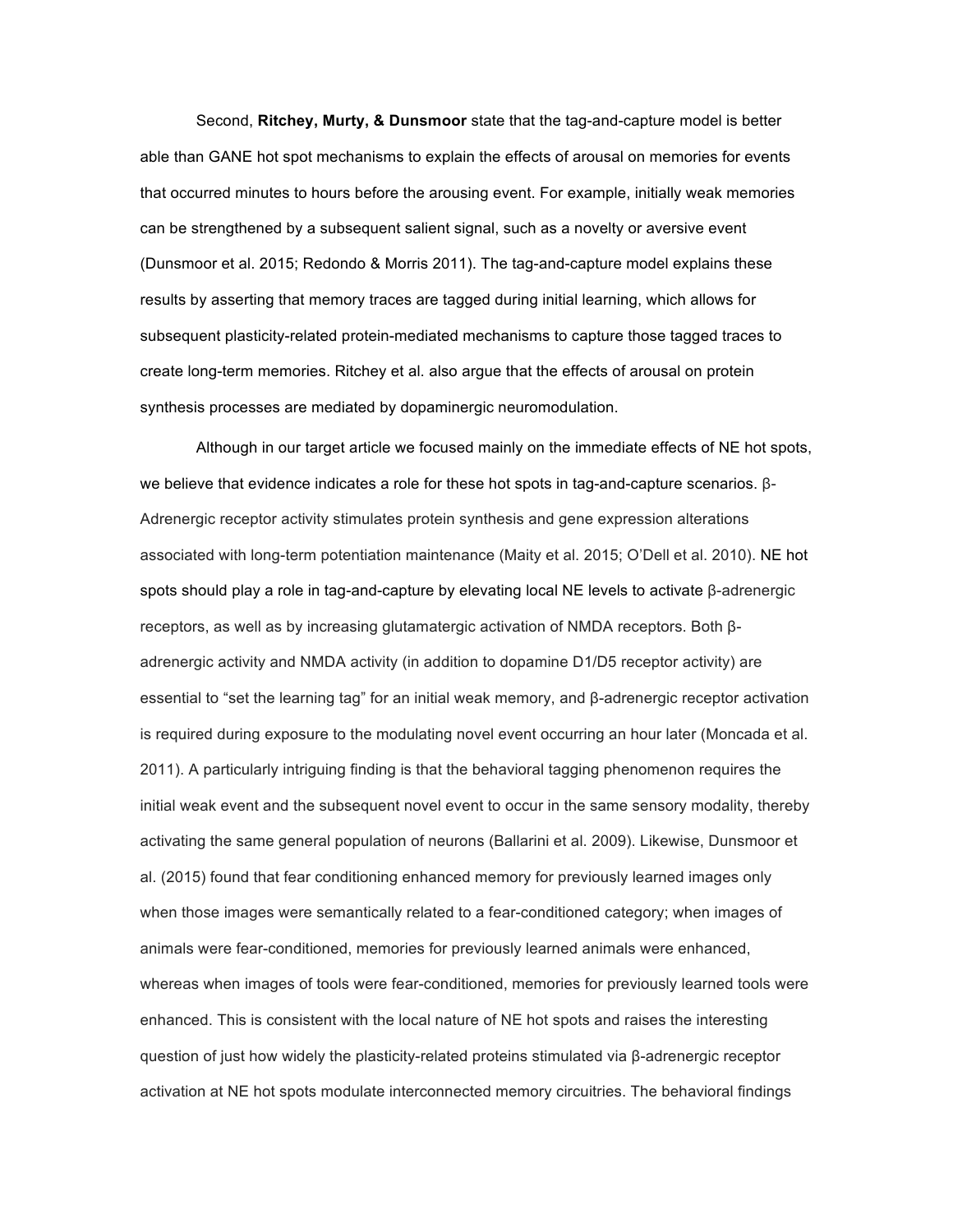Second, **Ritchey, Murty, & Dunsmoor** state that the tag-and-capture model is better able than GANE hot spot mechanisms to explain the effects of arousal on memories for events that occurred minutes to hours before the arousing event. For example, initially weak memories can be strengthened by a subsequent salient signal, such as a novelty or aversive event (Dunsmoor et al. 2015; Redondo & Morris 2011). The tag-and-capture model explains these results by asserting that memory traces are tagged during initial learning, which allows for subsequent plasticity-related protein-mediated mechanisms to capture those tagged traces to create long-term memories. Ritchey et al. also argue that the effects of arousal on protein synthesis processes are mediated by dopaminergic neuromodulation.

Although in our target article we focused mainly on the immediate effects of NE hot spots, we believe that evidence indicates a role for these hot spots in tag-and-capture scenarios. β-Adrenergic receptor activity stimulates protein synthesis and gene expression alterations associated with long-term potentiation maintenance (Maity et al. 2015; O'Dell et al. 2010). NE hot spots should play a role in tag-and-capture by elevating local NE levels to activate β-adrenergic receptors, as well as by increasing glutamatergic activation of NMDA receptors. Both β-adrenergic activity and NMDA activity (in addition to dopamine D1/D5 receptor activity) are essential to "set the learning tag" for an initial weak memory, and β-adrenergic receptor activation is required during exposure to the modulating novel event occurring an hour later (Moncada et al. 2011). A particularly intriguing finding is that the behavioral tagging phenomenon requires the initial weak event and the subsequent novel event to occur in the same sensory modality, thereby activating the same general population of neurons (Ballarini et al. 2009). Likewise, Dunsmoor et al. (2015) found that fear conditioning enhanced memory for previously learned images only when those images were semantically related to a fear-conditioned category; when images of animals were fear-conditioned, memories for previously learned animals were enhanced, whereas when images of tools were fear-conditioned, memories for previously learned tools were enhanced. This is consistent with the local nature of NE hot spots and raises the interesting question of just how widely the plasticity-related proteins stimulated via β-adrenergic receptor activation at NE hot spots modulate interconnected memory circuitries. The behavioral findings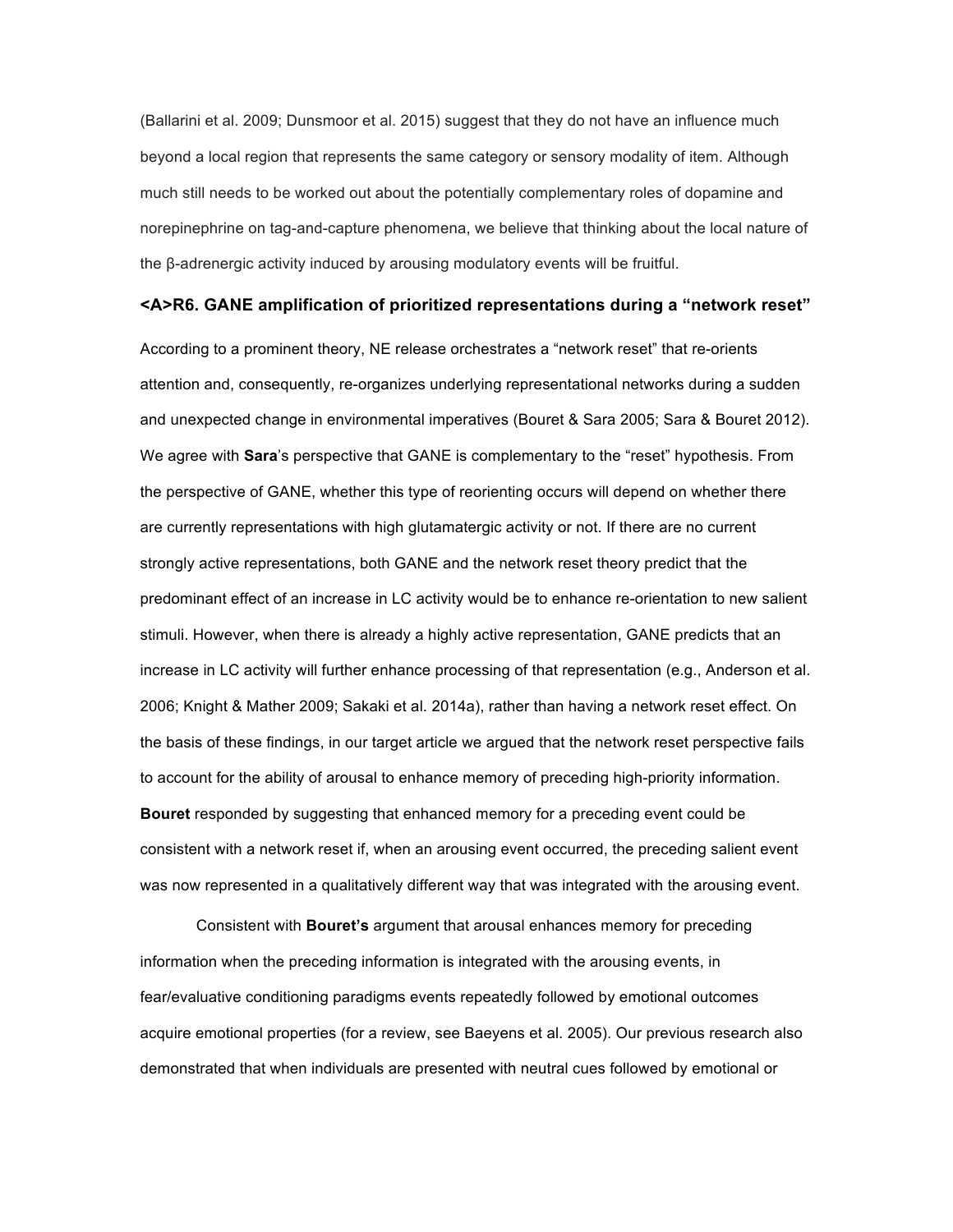(Ballarini et al. 2009; Dunsmoor et al. 2015) suggest that they do not have an influence much beyond a local region that represents the same category or sensory modality of item. Although much still needs to be worked out about the potentially complementary roles of dopamine and norepinephrine on tag-and-capture phenomena, we believe that thinking about the local nature of the β-adrenergic activity induced by arousing modulatory events will be fruitful.

## <A>R6. GANE amplification of prioritized representations during a "network reset"

According to a prominent theory, NE release orchestrates a "network reset" that re-orients attention and, consequently, re-organizes underlying representational networks during a sudden and unexpected change in environmental imperatives (Bouret & Sara 2005; Sara & Bouret 2012). We agree with **Sara**'s perspective that GANE is complementary to the "reset" hypothesis. From the perspective of GANE, whether this type of reorienting occurs will depend on whether there are currently representations with high glutamatergic activity or not. If there are no current strongly active representations, both GANE and the network reset theory predict that the predominant effect of an increase in LC activity would be to enhance re-orientation to new salient stimuli. However, when there is already a highly active representation, GANE predicts that an increase in LC activity will further enhance processing of that representation (e.g., Anderson et al. 2006; Knight & Mather 2009; Sakaki et al. 2014a), rather than having a network reset effect. On the basis of these findings, in our target article we argued that the network reset perspective fails to account for the ability of arousal to enhance memory of preceding high-priority information. **Bouret** responded by suggesting that enhanced memory for a preceding event could be consistent with a network reset if, when an arousing event occurred, the preceding salient event was now represented in a qualitatively different way that was integrated with the arousing event.

Consistent with **Bouret's** argument that arousal enhances memory for preceding information when the preceding information is integrated with the arousing events, in fear/evaluative conditioning paradigms events repeatedly followed by emotional outcomes acquire emotional properties (for a review, see Baeyens et al. 2005). Our previous research also demonstrated that when individuals are presented with neutral cues followed by emotional or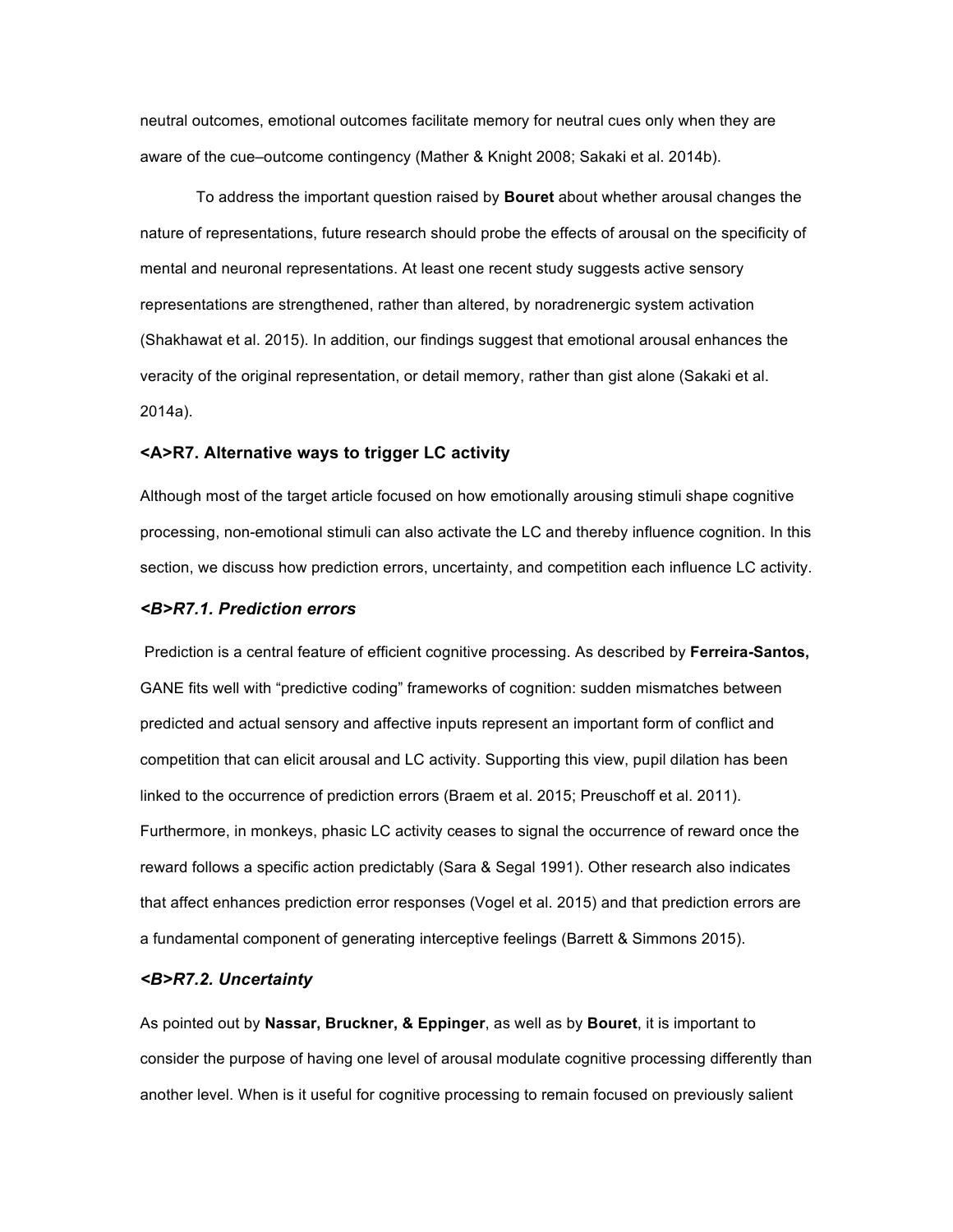neutral outcomes, emotional outcomes facilitate memory for neutral cues only when they are aware of the cue–outcome contingency (Mather & Knight 2008; Sakaki et al. 2014b).

To address the important question raised by **Bouret** about whether arousal changes the nature of representations, future research should probe the effects of arousal on the specificity of mental and neuronal representations. At least one recent study suggests active sensory representations are strengthened, rather than altered, by noradrenergic system activation (Shakhawat et al. 2015). In addition, our findings suggest that emotional arousal enhances the veracity of the original representation, or detail memory, rather than gist alone (Sakaki et al. 2014a).

## <A>R7. Alternative ways to trigger LC activity

Although most of the target article focused on how emotionally arousing stimuli shape cognitive processing, non-emotional stimuli can also activate the LC and thereby influence cognition. In this section, we discuss how prediction errors, uncertainty, and competition each influence LC activity.

### *<B>R7.1. Prediction errors*

Prediction is a central feature of efficient cognitive processing. As described by **Ferreira-Santos,** GANE fits well with "predictive coding" frameworks of cognition: sudden mismatches between predicted and actual sensory and affective inputs represent an important form of conflict and competition that can elicit arousal and LC activity. Supporting this view, pupil dilation has been linked to the occurrence of prediction errors (Braem et al. 2015; Preuschoff et al. 2011). Furthermore, in monkeys, phasic LC activity ceases to signal the occurrence of reward once the reward follows a specific action predictably (Sara & Segal 1991). Other research also indicates that affect enhances prediction error responses (Vogel et al. 2015) and that prediction errors are a fundamental component of generating interceptive feelings (Barrett & Simmons 2015).

### *<B>R7.2. Uncertainty*

As pointed out by **Nassar, Bruckner, & Eppinger**, as well as by **Bouret**, it is important to consider the purpose of having one level of arousal modulate cognitive processing differently than another level. When is it useful for cognitive processing to remain focused on previously salient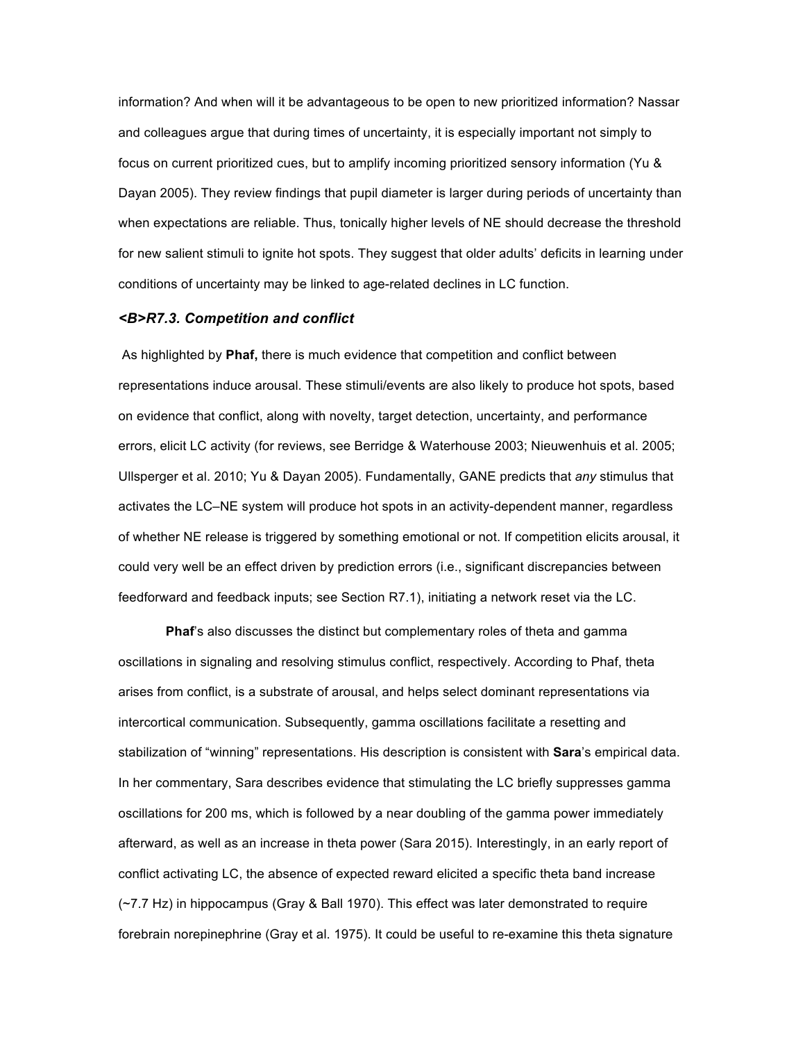information? And when will it be advantageous to be open to new prioritized information? Nassar and colleagues argue that during times of uncertainty, it is especially important not simply to focus on current prioritized cues, but to amplify incoming prioritized sensory information (Yu & Dayan 2005). They review findings that pupil diameter is larger during periods of uncertainty than when expectations are reliable. Thus, tonically higher levels of NE should decrease the threshold for new salient stimuli to ignite hot spots. They suggest that older adults' deficits in learning under conditions of uncertainty may be linked to age-related declines in LC function.

### *<B>R7.3. Competition and conflict*

As highlighted by **Phaf,** there is much evidence that competition and conflict between representations induce arousal. These stimuli/events are also likely to produce hot spots, based on evidence that conflict, along with novelty, target detection, uncertainty, and performance errors, elicit LC activity (for reviews, see Berridge & Waterhouse 2003; Nieuwenhuis et al. 2005; Ullsperger et al. 2010; Yu & Dayan 2005). Fundamentally, GANE predicts that *any* stimulus that activates the LC–NE system will produce hot spots in an activity-dependent manner, regardless of whether NE release is triggered by something emotional or not. If competition elicits arousal, it could very well be an effect driven by prediction errors (i.e., significant discrepancies between feedforward and feedback inputs; see Section R7.1), initiating a network reset via the LC.

**Phaf**'s also discusses the distinct but complementary roles of theta and gamma oscillations in signaling and resolving stimulus conflict, respectively. According to Phaf, theta arises from conflict, is a substrate of arousal, and helps select dominant representations via intercortical communication. Subsequently, gamma oscillations facilitate a resetting and stabilization of "winning" representations. His description is consistent with **Sara**'s empirical data. In her commentary, Sara describes evidence that stimulating the LC briefly suppresses gamma oscillations for 200 ms, which is followed by a near doubling of the gamma power immediately afterward, as well as an increase in theta power (Sara 2015). Interestingly, in an early report of conflict activating LC, the absence of expected reward elicited a specific theta band increase (~7.7 Hz) in hippocampus (Gray & Ball 1970). This effect was later demonstrated to require forebrain norepinephrine (Gray et al. 1975). It could be useful to re-examine this theta signature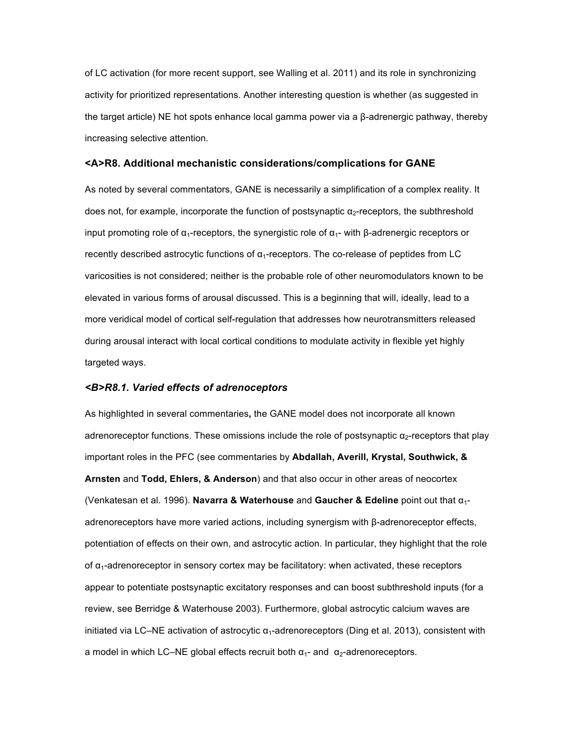of LC activation (for more recent support, see Walling et al. 2011) and its role in synchronizing activity for prioritized representations. Another interesting question is whether (as suggested in the target article) NE hot spots enhance local gamma power via a β-adrenergic pathway, thereby increasing selective attention.

## <A>R8. Additional mechanistic considerations/complications for GANE

As noted by several commentators, GANE is necessarily a simplification of a complex reality. It does not, for example, incorporate the function of postsynaptic $\alpha_2$-receptors, the subthreshold input promoting role of $\alpha_1$-receptors, the synergistic role of $\alpha_1$- with β-adrenergic receptors or recently described astrocytic functions of $\alpha_1$-receptors. The co-release of peptides from LC varicosities is not considered; neither is the probable role of other neuromodulators known to be elevated in various forms of arousal discussed. This is a beginning that will, ideally, lead to a more veridical model of cortical self-regulation that addresses how neurotransmitters released during arousal interact with local cortical conditions to modulate activity in flexible yet highly targeted ways.

### *<B>R8.1. Varied effects of adrenoceptors*

As highlighted in several commentaries**,** the GANE model does not incorporate all known adrenoreceptor functions. These omissions include the role of postsynaptic $\alpha_2$-receptors that play important roles in the PFC (see commentaries by **Abdallah, Averill, Krystal, Southwick, & Arnsten** and **Todd, Ehlers, & Anderson**) and that also occur in other areas of neocortex (Venkatesan et al. 1996). **Navarra & Waterhouse** and **Gaucher & Edeline** point out that $\alpha_1$-adrenoreceptors have more varied actions, including synergism with β-adrenoreceptor effects, potentiation of effects on their own, and astrocytic action. In particular, they highlight that the role of $\alpha_1$-adrenoreceptor in sensory cortex may be facilitatory: when activated, these receptors appear to potentiate postsynaptic excitatory responses and can boost subthreshold inputs (for a review, see Berridge & Waterhouse 2003). Furthermore, global astrocytic calcium waves are initiated via LC–NE activation of astrocytic $\alpha_1$-adrenoreceptors (Ding et al. 2013), consistent with a model in which LC–NE global effects recruit both $\alpha_1$- and $\alpha_2$-adrenoreceptors.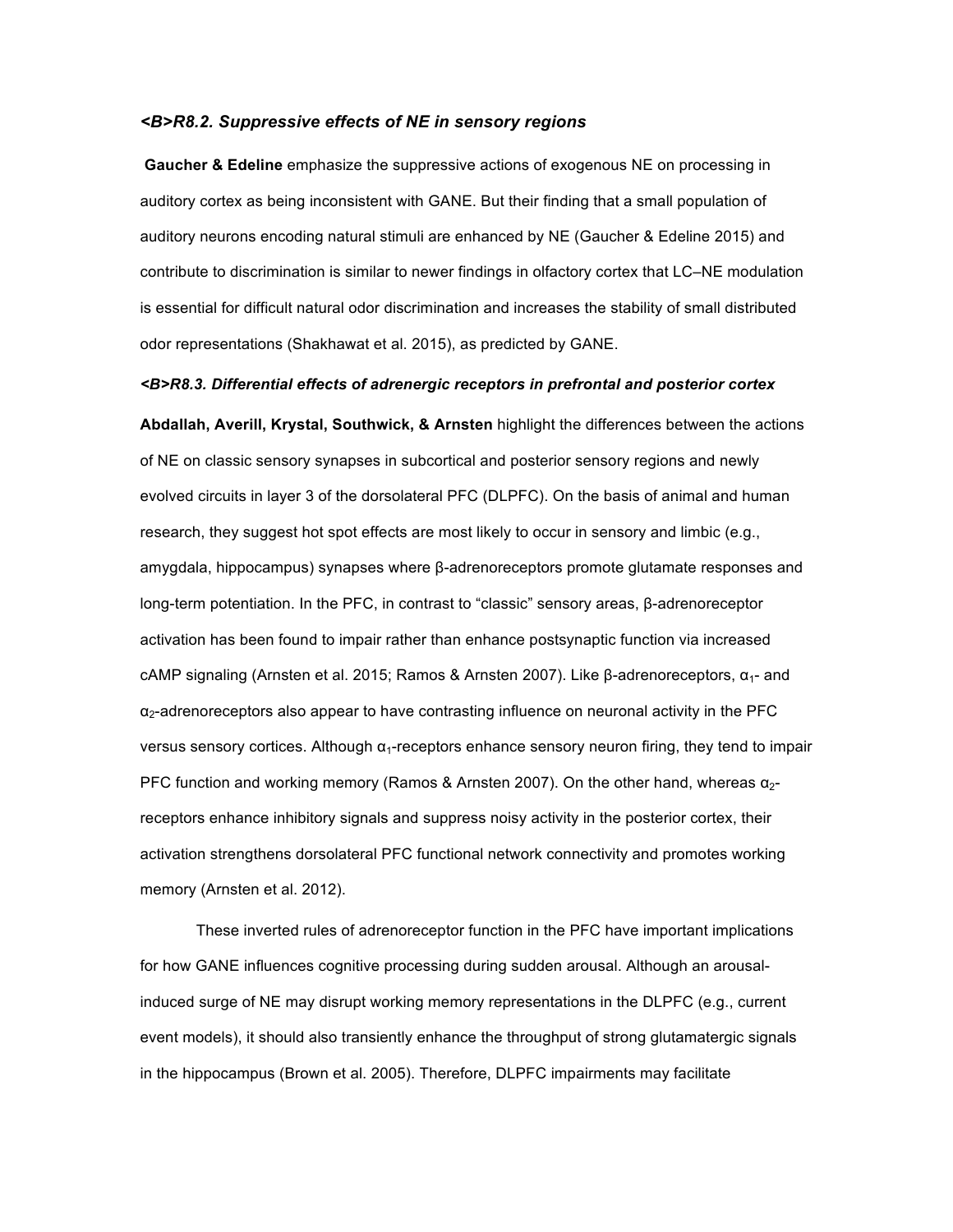### <B>R8.2. Suppressive effects of NE in sensory regions

**Gaucher & Edeline** emphasize the suppressive actions of exogenous NE on processing in auditory cortex as being inconsistent with GANE. But their finding that a small population of auditory neurons encoding natural stimuli are enhanced by NE (Gaucher & Edeline 2015) and contribute to discrimination is similar to newer findings in olfactory cortex that LC–NE modulation is essential for difficult natural odor discrimination and increases the stability of small distributed odor representations (Shakhawat et al. 2015), as predicted by GANE.

### <B>R8.3. Differential effects of adrenergic receptors in prefrontal and posterior cortex

**Abdallah, Averill, Krystal, Southwick, & Arnsten** highlight the differences between the actions of NE on classic sensory synapses in subcortical and posterior sensory regions and newly evolved circuits in layer 3 of the dorsolateral PFC (DLPFC). On the basis of animal and human research, they suggest hot spot effects are most likely to occur in sensory and limbic (e.g., amygdala, hippocampus) synapses where β-adrenoreceptors promote glutamate responses and long-term potentiation. In the PFC, in contrast to "classic" sensory areas, β-adrenoreceptor activation has been found to impair rather than enhance postsynaptic function via increased cAMP signaling (Arnsten et al. 2015; Ramos & Arnsten 2007). Like β-adrenoreceptors, $\alpha_1$- and $\alpha_2$-adrenoreceptors also appear to have contrasting influence on neuronal activity in the PFC versus sensory cortices. Although $\alpha_1$-receptors enhance sensory neuron firing, they tend to impair PFC function and working memory (Ramos & Arnsten 2007). On the other hand, whereas $\alpha_2$-receptors enhance inhibitory signals and suppress noisy activity in the posterior cortex, their activation strengthens dorsolateral PFC functional network connectivity and promotes working memory (Arnsten et al. 2012).

These inverted rules of adrenoreceptor function in the PFC have important implications for how GANE influences cognitive processing during sudden arousal. Although an arousal-induced surge of NE may disrupt working memory representations in the DLPFC (e.g., current event models), it should also transiently enhance the throughput of strong glutamatergic signals in the hippocampus (Brown et al. 2005). Therefore, DLPFC impairments may facilitate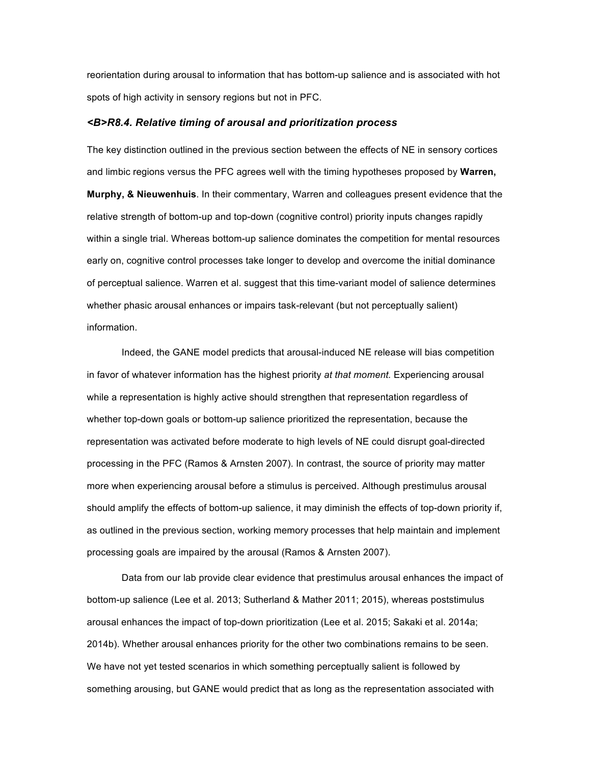reorientation during arousal to information that has bottom-up salience and is associated with hot spots of high activity in sensory regions but not in PFC.

### *<B>R8.4. Relative timing of arousal and prioritization process*

The key distinction outlined in the previous section between the effects of NE in sensory cortices and limbic regions versus the PFC agrees well with the timing hypotheses proposed by **Warren, Murphy, & Nieuwenhuis**. In their commentary, Warren and colleagues present evidence that the relative strength of bottom-up and top-down (cognitive control) priority inputs changes rapidly within a single trial. Whereas bottom-up salience dominates the competition for mental resources early on, cognitive control processes take longer to develop and overcome the initial dominance of perceptual salience. Warren et al. suggest that this time-variant model of salience determines whether phasic arousal enhances or impairs task-relevant (but not perceptually salient) information.

Indeed, the GANE model predicts that arousal-induced NE release will bias competition in favor of whatever information has the highest priority *at that moment.* Experiencing arousal while a representation is highly active should strengthen that representation regardless of whether top-down goals or bottom-up salience prioritized the representation, because the representation was activated before moderate to high levels of NE could disrupt goal-directed processing in the PFC (Ramos & Arnsten 2007). In contrast, the source of priority may matter more when experiencing arousal before a stimulus is perceived. Although prestimulus arousal should amplify the effects of bottom-up salience, it may diminish the effects of top-down priority if, as outlined in the previous section, working memory processes that help maintain and implement processing goals are impaired by the arousal (Ramos & Arnsten 2007).

Data from our lab provide clear evidence that prestimulus arousal enhances the impact of bottom-up salience (Lee et al. 2013; Sutherland & Mather 2011; 2015), whereas poststimulus arousal enhances the impact of top-down prioritization (Lee et al. 2015; Sakaki et al. 2014a; 2014b). Whether arousal enhances priority for the other two combinations remains to be seen. We have not yet tested scenarios in which something perceptually salient is followed by something arousing, but GANE would predict that as long as the representation associated with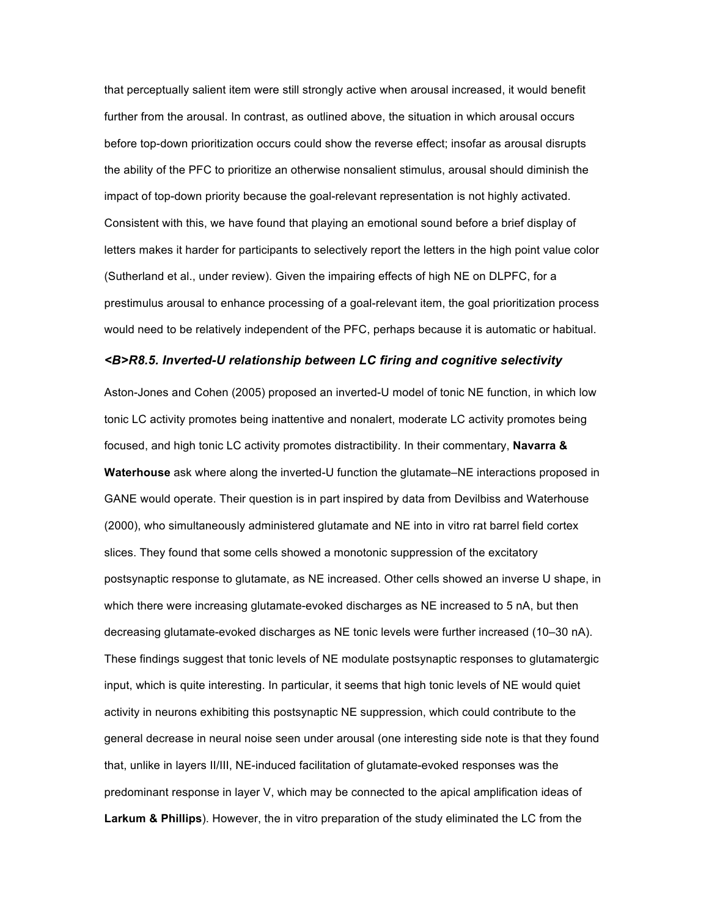that perceptually salient item were still strongly active when arousal increased, it would benefit further from the arousal. In contrast, as outlined above, the situation in which arousal occurs before top-down prioritization occurs could show the reverse effect; insofar as arousal disrupts the ability of the PFC to prioritize an otherwise nonsalient stimulus, arousal should diminish the impact of top-down priority because the goal-relevant representation is not highly activated. Consistent with this, we have found that playing an emotional sound before a brief display of letters makes it harder for participants to selectively report the letters in the high point value color (Sutherland et al., under review). Given the impairing effects of high NE on DLPFC, for a prestimulus arousal to enhance processing of a goal-relevant item, the goal prioritization process would need to be relatively independent of the PFC, perhaps because it is automatic or habitual.

### *<B>R8.5. Inverted-U relationship between LC firing and cognitive selectivity*

Aston-Jones and Cohen (2005) proposed an inverted-U model of tonic NE function, in which low tonic LC activity promotes being inattentive and nonalert, moderate LC activity promotes being focused, and high tonic LC activity promotes distractibility. In their commentary, **Navarra & Waterhouse** ask where along the inverted-U function the glutamate–NE interactions proposed in GANE would operate. Their question is in part inspired by data from Devilbiss and Waterhouse (2000), who simultaneously administered glutamate and NE into in vitro rat barrel field cortex slices. They found that some cells showed a monotonic suppression of the excitatory postsynaptic response to glutamate, as NE increased. Other cells showed an inverse U shape, in which there were increasing glutamate-evoked discharges as NE increased to 5 nA, but then decreasing glutamate-evoked discharges as NE tonic levels were further increased (10–30 nA). These findings suggest that tonic levels of NE modulate postsynaptic responses to glutamatergic input, which is quite interesting. In particular, it seems that high tonic levels of NE would quiet activity in neurons exhibiting this postsynaptic NE suppression, which could contribute to the general decrease in neural noise seen under arousal (one interesting side note is that they found that, unlike in layers II/III, NE-induced facilitation of glutamate-evoked responses was the predominant response in layer V, which may be connected to the apical amplification ideas of **Larkum & Phillips**). However, the in vitro preparation of the study eliminated the LC from the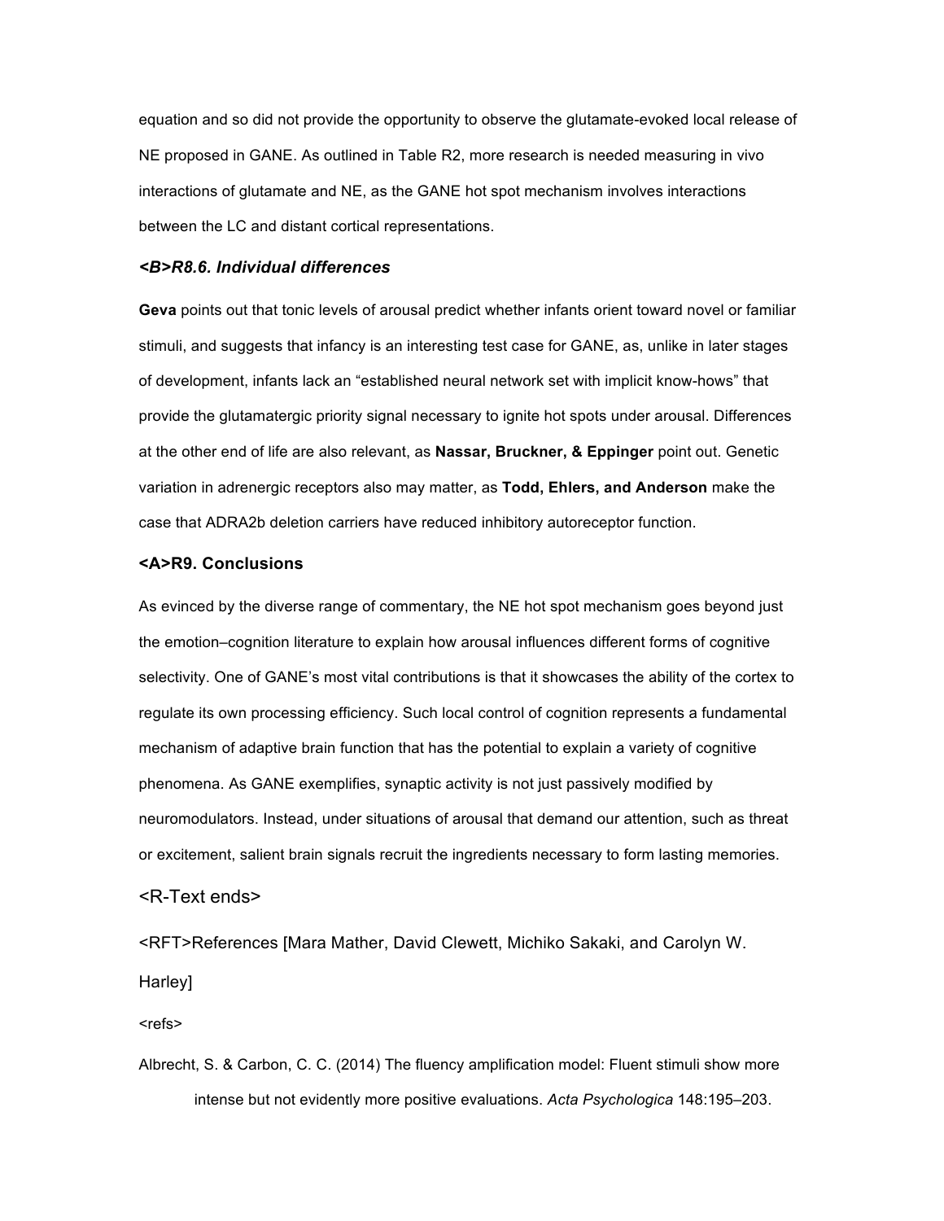equation and so did not provide the opportunity to observe the glutamate-evoked local release of NE proposed in GANE. As outlined in Table R2, more research is needed measuring in vivo interactions of glutamate and NE, as the GANE hot spot mechanism involves interactions between the LC and distant cortical representations.

### <B>R8.6. Individual differences

**Geva** points out that tonic levels of arousal predict whether infants orient toward novel or familiar stimuli, and suggests that infancy is an interesting test case for GANE, as, unlike in later stages of development, infants lack an "established neural network set with implicit know-hows" that provide the glutamatergic priority signal necessary to ignite hot spots under arousal. Differences at the other end of life are also relevant, as **Nassar, Bruckner, & Eppinger** point out. Genetic variation in adrenergic receptors also may matter, as **Todd, Ehlers, and Anderson** make the case that ADRA2b deletion carriers have reduced inhibitory autoreceptor function.

## <A>R9. Conclusions

As evinced by the diverse range of commentary, the NE hot spot mechanism goes beyond just the emotion–cognition literature to explain how arousal influences different forms of cognitive selectivity. One of GANE's most vital contributions is that it showcases the ability of the cortex to regulate its own processing efficiency. Such local control of cognition represents a fundamental mechanism of adaptive brain function that has the potential to explain a variety of cognitive phenomena. As GANE exemplifies, synaptic activity is not just passively modified by neuromodulators. Instead, under situations of arousal that demand our attention, such as threat or excitement, salient brain signals recruit the ingredients necessary to form lasting memories.

<R-Text ends>

<RFT>References [Mara Mather, David Clewett, Michiko Sakaki, and Carolyn W. Harley]

<refs>

Albrecht, S. & Carbon, C. C. (2014) The fluency amplification model: Fluent stimuli show more intense but not evidently more positive evaluations. *Acta Psychologica* 148:195–203.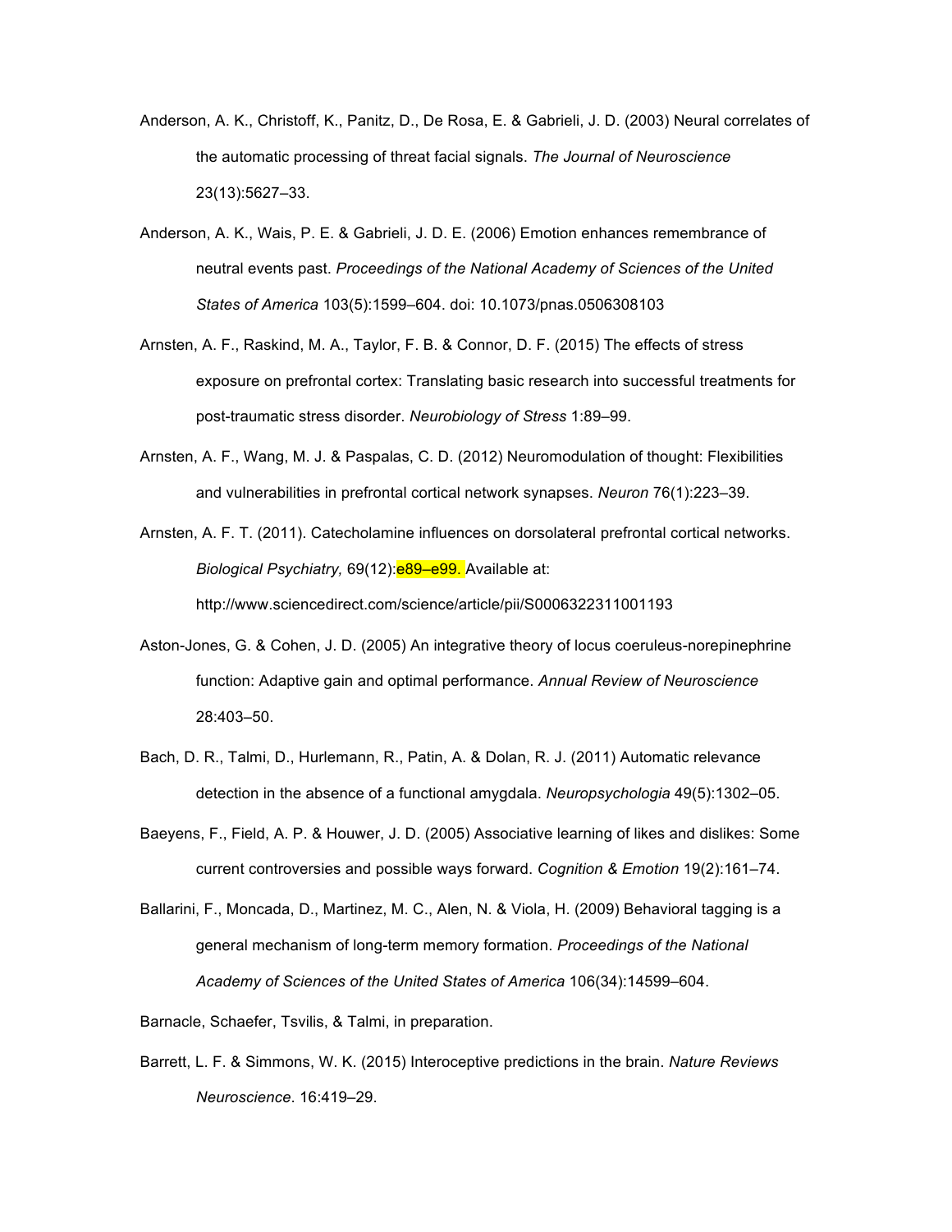Anderson, A. K., Christoff, K., Panitz, D., De Rosa, E. & Gabrieli, J. D. (2003) Neural correlates of the automatic processing of threat facial signals. *The Journal of Neuroscience* 23(13):5627–33.

Anderson, A. K., Wais, P. E. & Gabrieli, J. D. E. (2006) Emotion enhances remembrance of neutral events past. *Proceedings of the National Academy of Sciences of the United States of America* 103(5):1599–604. doi: 10.1073/pnas.0506308103

Arnsten, A. F., Raskind, M. A., Taylor, F. B. & Connor, D. F. (2015) The effects of stress exposure on prefrontal cortex: Translating basic research into successful treatments for post-traumatic stress disorder. *Neurobiology of Stress* 1:89–99.

Arnsten, A. F., Wang, M. J. & Paspalas, C. D. (2012) Neuromodulation of thought: Flexibilities and vulnerabilities in prefrontal cortical network synapses. *Neuron* 76(1):223–39.

Arnsten, A. F. T. (2011). Catecholamine influences on dorsolateral prefrontal cortical networks. *Biological Psychiatry,* 69(12):e89–e99. Available at: http://www.sciencedirect.com/science/article/pii/S0006322311001193

Aston-Jones, G. & Cohen, J. D. (2005) An integrative theory of locus coeruleus-norepinephrine function: Adaptive gain and optimal performance. *Annual Review of Neuroscience* 28:403–50.

Bach, D. R., Talmi, D., Hurlemann, R., Patin, A. & Dolan, R. J. (2011) Automatic relevance detection in the absence of a functional amygdala. *Neuropsychologia* 49(5):1302–05.

Baeyens, F., Field, A. P. & Houwer, J. D. (2005) Associative learning of likes and dislikes: Some current controversies and possible ways forward. *Cognition & Emotion* 19(2):161–74.

Ballarini, F., Moncada, D., Martinez, M. C., Alen, N. & Viola, H. (2009) Behavioral tagging is a general mechanism of long-term memory formation. *Proceedings of the National Academy of Sciences of the United States of America* 106(34):14599–604.

Barnacle, Schaefer, Tsvilis, & Talmi, in preparation.

Barrett, L. F. & Simmons, W. K. (2015) Interoceptive predictions in the brain. *Nature Reviews Neuroscience*. 16:419–29.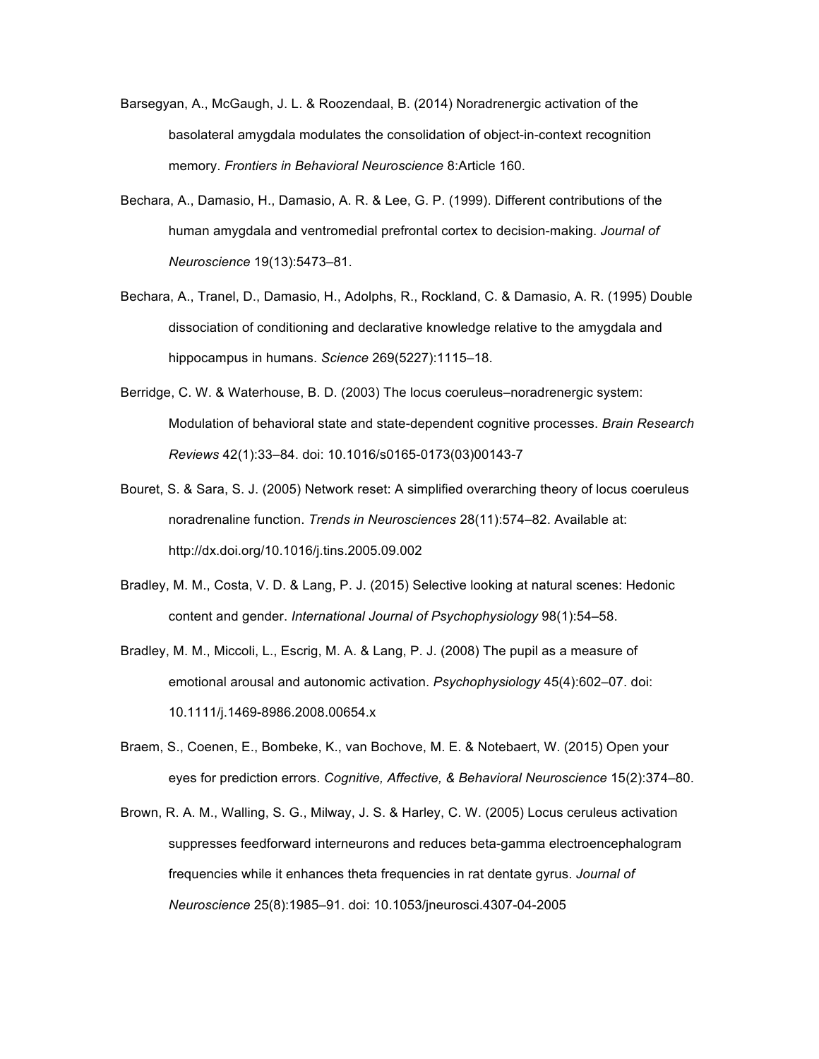Barsegyan, A., McGaugh, J. L. & Roozendaal, B. (2014) Noradrenergic activation of the basolateral amygdala modulates the consolidation of object-in-context recognition memory. *Frontiers in Behavioral Neuroscience* 8:Article 160.

Bechara, A., Damasio, H., Damasio, A. R. & Lee, G. P. (1999). Different contributions of the human amygdala and ventromedial prefrontal cortex to decision-making. *Journal of Neuroscience* 19(13):5473–81.

Bechara, A., Tranel, D., Damasio, H., Adolphs, R., Rockland, C. & Damasio, A. R. (1995) Double dissociation of conditioning and declarative knowledge relative to the amygdala and hippocampus in humans. *Science* 269(5227):1115–18.

Berridge, C. W. & Waterhouse, B. D. (2003) The locus coeruleus–noradrenergic system: Modulation of behavioral state and state-dependent cognitive processes. *Brain Research Reviews* 42(1):33–84. doi: 10.1016/s0165-0173(03)00143-7

Bouret, S. & Sara, S. J. (2005) Network reset: A simplified overarching theory of locus coeruleus noradrenaline function. *Trends in Neurosciences* 28(11):574–82. Available at: http://dx.doi.org/10.1016/j.tins.2005.09.002

Bradley, M. M., Costa, V. D. & Lang, P. J. (2015) Selective looking at natural scenes: Hedonic content and gender. *International Journal of Psychophysiology* 98(1):54–58.

Bradley, M. M., Miccoli, L., Escrig, M. A. & Lang, P. J. (2008) The pupil as a measure of emotional arousal and autonomic activation. *Psychophysiology* 45(4):602–07. doi: 10.1111/j.1469-8986.2008.00654.x

Braem, S., Coenen, E., Bombeke, K., van Bochove, M. E. & Notebaert, W. (2015) Open your eyes for prediction errors. *Cognitive, Affective, & Behavioral Neuroscience* 15(2):374–80.

Brown, R. A. M., Walling, S. G., Milway, J. S. & Harley, C. W. (2005) Locus ceruleus activation suppresses feedforward interneurons and reduces beta-gamma electroencephalogram frequencies while it enhances theta frequencies in rat dentate gyrus. *Journal of Neuroscience* 25(8):1985–91. doi: 10.1053/jneurosci.4307-04-2005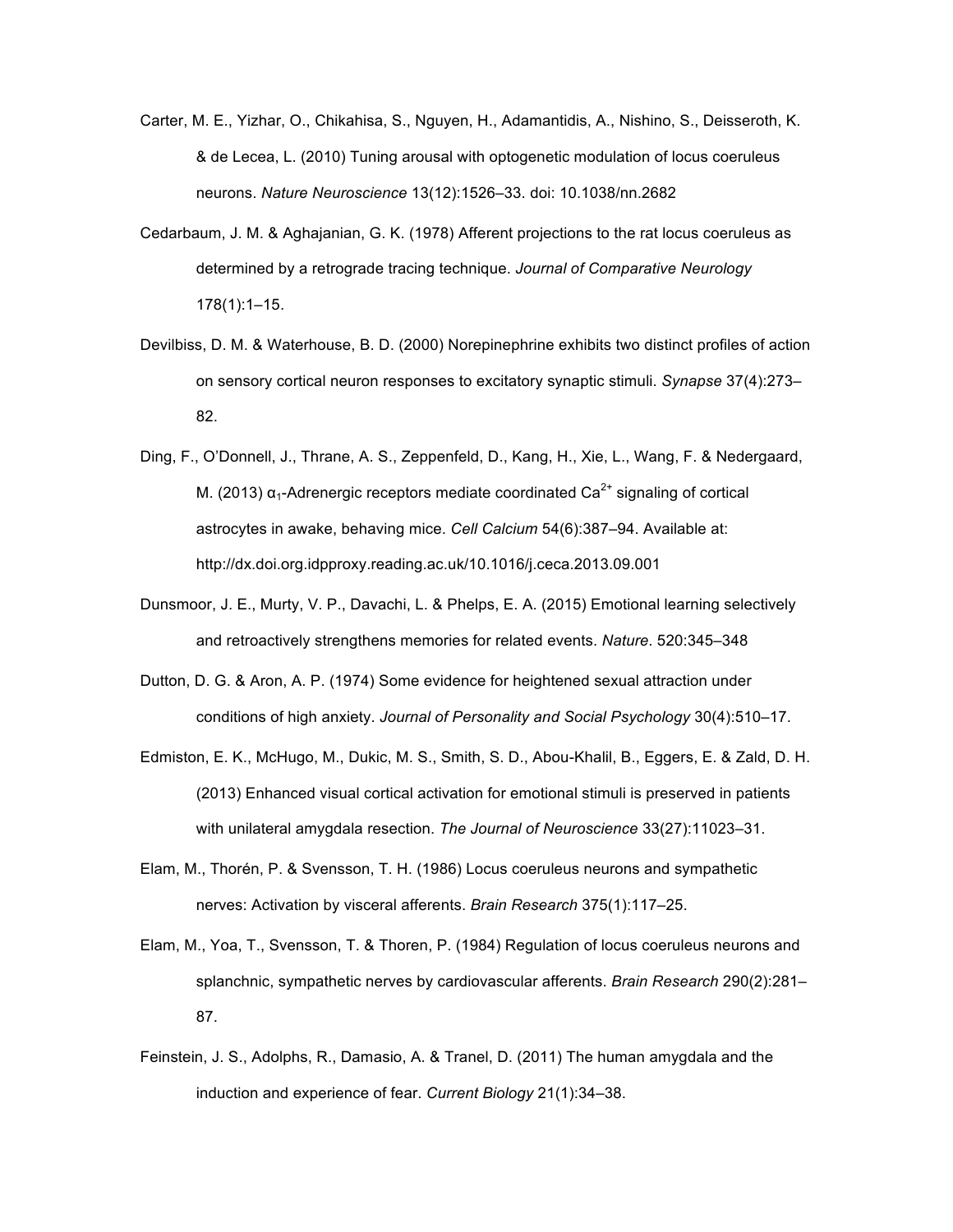Carter, M. E., Yizhar, O., Chikahisa, S., Nguyen, H., Adamantidis, A., Nishino, S., Deisseroth, K. & de Lecea, L. (2010) Tuning arousal with optogenetic modulation of locus coeruleus neurons. *Nature Neuroscience* 13(12):1526–33. doi: 10.1038/nn.2682

Cedarbaum, J. M. & Aghajanian, G. K. (1978) Afferent projections to the rat locus coeruleus as determined by a retrograde tracing technique. *Journal of Comparative Neurology* 178(1):1–15.

Devilbiss, D. M. & Waterhouse, B. D. (2000) Norepinephrine exhibits two distinct profiles of action on sensory cortical neuron responses to excitatory synaptic stimuli. *Synapse* 37(4):273–82.

Ding, F., O'Donnell, J., Thrane, A. S., Zeppenfeld, D., Kang, H., Xie, L., Wang, F. & Nedergaard, M. (2013) $\alpha_1$-Adrenergic receptors mediate coordinated $Ca^{2+}$ signaling of cortical astrocytes in awake, behaving mice. *Cell Calcium* 54(6):387–94. Available at: http://dx.doi.org.idpproxy.reading.ac.uk/10.1016/j.ceca.2013.09.001

Dunsmoor, J. E., Murty, V. P., Davachi, L. & Phelps, E. A. (2015) Emotional learning selectively and retroactively strengthens memories for related events. *Nature*. 520:345–348

Dutton, D. G. & Aron, A. P. (1974) Some evidence for heightened sexual attraction under conditions of high anxiety. *Journal of Personality and Social Psychology* 30(4):510–17.

Edmiston, E. K., McHugo, M., Dukic, M. S., Smith, S. D., Abou-Khalil, B., Eggers, E. & Zald, D. H. (2013) Enhanced visual cortical activation for emotional stimuli is preserved in patients with unilateral amygdala resection. *The Journal of Neuroscience* 33(27):11023–31.

Elam, M., Thorén, P. & Svensson, T. H. (1986) Locus coeruleus neurons and sympathetic nerves: Activation by visceral afferents. *Brain Research* 375(1):117–25.

Elam, M., Yoa, T., Svensson, T. & Thoren, P. (1984) Regulation of locus coeruleus neurons and splanchnic, sympathetic nerves by cardiovascular afferents. *Brain Research* 290(2):281–87.

Feinstein, J. S., Adolphs, R., Damasio, A. & Tranel, D. (2011) The human amygdala and the induction and experience of fear. *Current Biology* 21(1):34–38.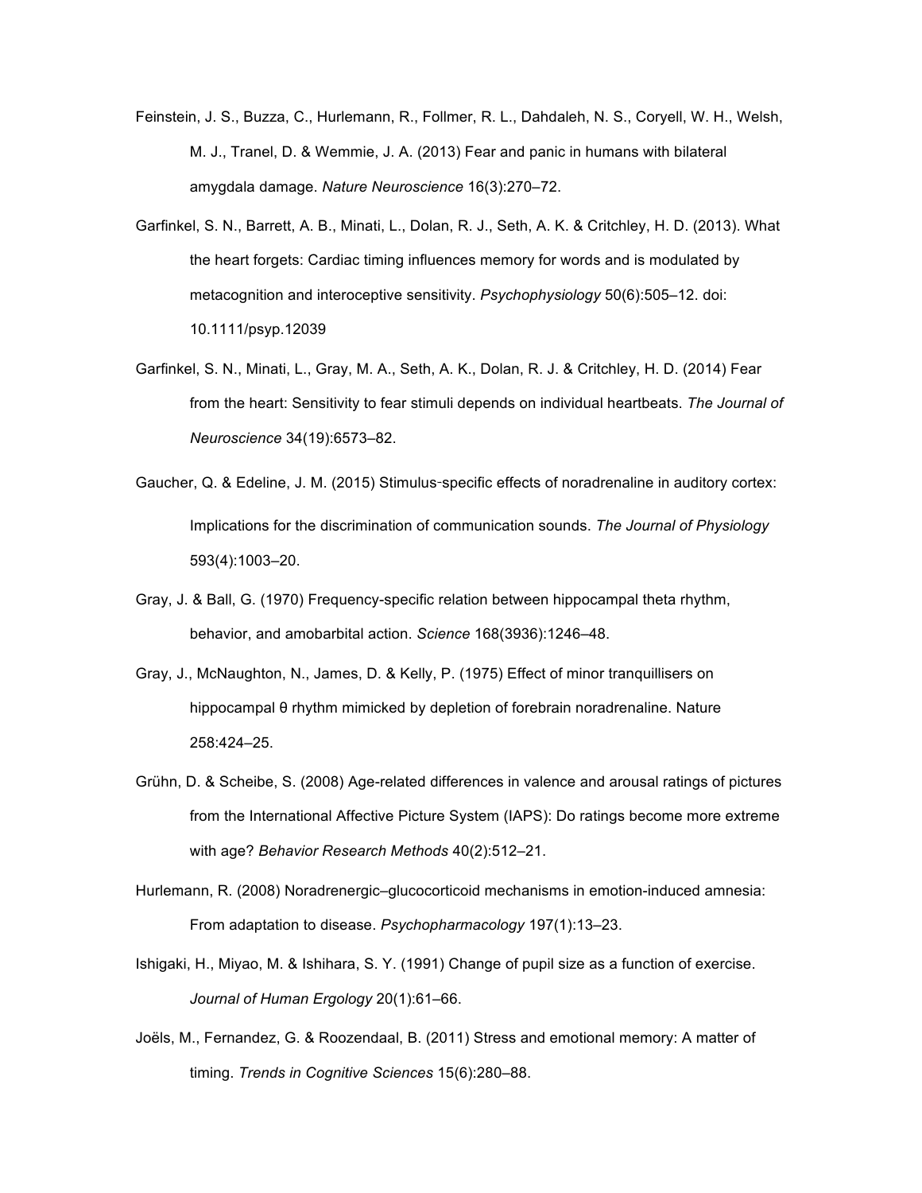Feinstein, J. S., Buzza, C., Hurlemann, R., Follmer, R. L., Dahdaleh, N. S., Coryell, W. H., Welsh, M. J., Tranel, D. & Wemmie, J. A. (2013) Fear and panic in humans with bilateral amygdala damage. *Nature Neuroscience* 16(3):270–72.

Garfinkel, S. N., Barrett, A. B., Minati, L., Dolan, R. J., Seth, A. K. & Critchley, H. D. (2013). What the heart forgets: Cardiac timing influences memory for words and is modulated by metacognition and interoceptive sensitivity. *Psychophysiology* 50(6):505–12. doi: 10.1111/psyp.12039

Garfinkel, S. N., Minati, L., Gray, M. A., Seth, A. K., Dolan, R. J. & Critchley, H. D. (2014) Fear from the heart: Sensitivity to fear stimuli depends on individual heartbeats. *The Journal of Neuroscience* 34(19):6573–82.

Gaucher, Q. & Edeline, J. M. (2015) Stimulus‐specific effects of noradrenaline in auditory cortex: Implications for the discrimination of communication sounds. *The Journal of Physiology* 593(4):1003–20.

Gray, J. & Ball, G. (1970) Frequency-specific relation between hippocampal theta rhythm, behavior, and amobarbital action. *Science* 168(3936):1246–48.

Gray, J., McNaughton, N., James, D. & Kelly, P. (1975) Effect of minor tranquillisers on hippocampal θ rhythm mimicked by depletion of forebrain noradrenaline. Nature 258:424–25.

Grühn, D. & Scheibe, S. (2008) Age-related differences in valence and arousal ratings of pictures from the International Affective Picture System (IAPS): Do ratings become more extreme with age? *Behavior Research Methods* 40(2):512–21.

Hurlemann, R. (2008) Noradrenergic–glucocorticoid mechanisms in emotion-induced amnesia: From adaptation to disease. *Psychopharmacology* 197(1):13–23.

Ishigaki, H., Miyao, M. & Ishihara, S. Y. (1991) Change of pupil size as a function of exercise. *Journal of Human Ergology* 20(1):61–66.

Joëls, M., Fernandez, G. & Roozendaal, B. (2011) Stress and emotional memory: A matter of timing. *Trends in Cognitive Sciences* 15(6):280–88.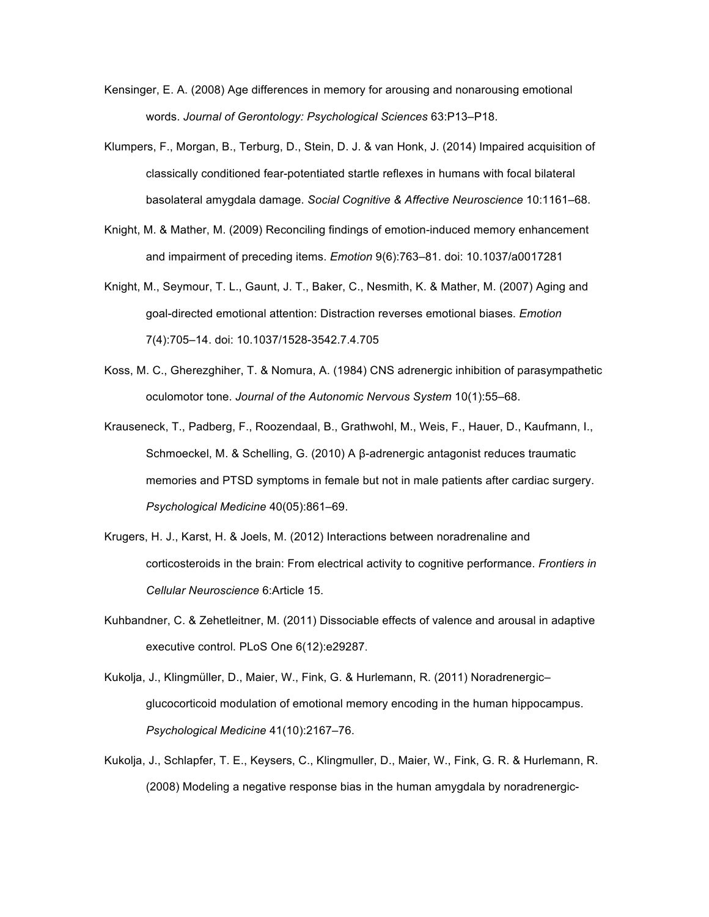Kensinger, E. A. (2008) Age differences in memory for arousing and nonarousing emotional words. *Journal of Gerontology: Psychological Sciences* 63:P13–P18.

Klumpers, F., Morgan, B., Terburg, D., Stein, D. J. & van Honk, J. (2014) Impaired acquisition of classically conditioned fear-potentiated startle reflexes in humans with focal bilateral basolateral amygdala damage. *Social Cognitive & Affective Neuroscience* 10:1161–68.

Knight, M. & Mather, M. (2009) Reconciling findings of emotion-induced memory enhancement and impairment of preceding items. *Emotion* 9(6):763–81. doi: 10.1037/a0017281

Knight, M., Seymour, T. L., Gaunt, J. T., Baker, C., Nesmith, K. & Mather, M. (2007) Aging and goal-directed emotional attention: Distraction reverses emotional biases. *Emotion* 7(4):705–14. doi: 10.1037/1528-3542.7.4.705

Koss, M. C., Gherezghiher, T. & Nomura, A. (1984) CNS adrenergic inhibition of parasympathetic oculomotor tone. *Journal of the Autonomic Nervous System* 10(1):55–68.

Krauseneck, T., Padberg, F., Roozendaal, B., Grathwohl, M., Weis, F., Hauer, D., Kaufmann, I., Schmoeckel, M. & Schelling, G. (2010) A β-adrenergic antagonist reduces traumatic memories and PTSD symptoms in female but not in male patients after cardiac surgery. *Psychological Medicine* 40(05):861–69.

Krugers, H. J., Karst, H. & Joels, M. (2012) Interactions between noradrenaline and corticosteroids in the brain: From electrical activity to cognitive performance. *Frontiers in Cellular Neuroscience* 6:Article 15.

Kuhbandner, C. & Zehetleitner, M. (2011) Dissociable effects of valence and arousal in adaptive executive control. PLoS One 6(12):e29287.

Kukolja, J., Klingmüller, D., Maier, W., Fink, G. & Hurlemann, R. (2011) Noradrenergic–glucocorticoid modulation of emotional memory encoding in the human hippocampus. *Psychological Medicine* 41(10):2167–76.

Kukolja, J., Schlapfer, T. E., Keysers, C., Klingmuller, D., Maier, W., Fink, G. R. & Hurlemann, R. (2008) Modeling a negative response bias in the human amygdala by noradrenergic-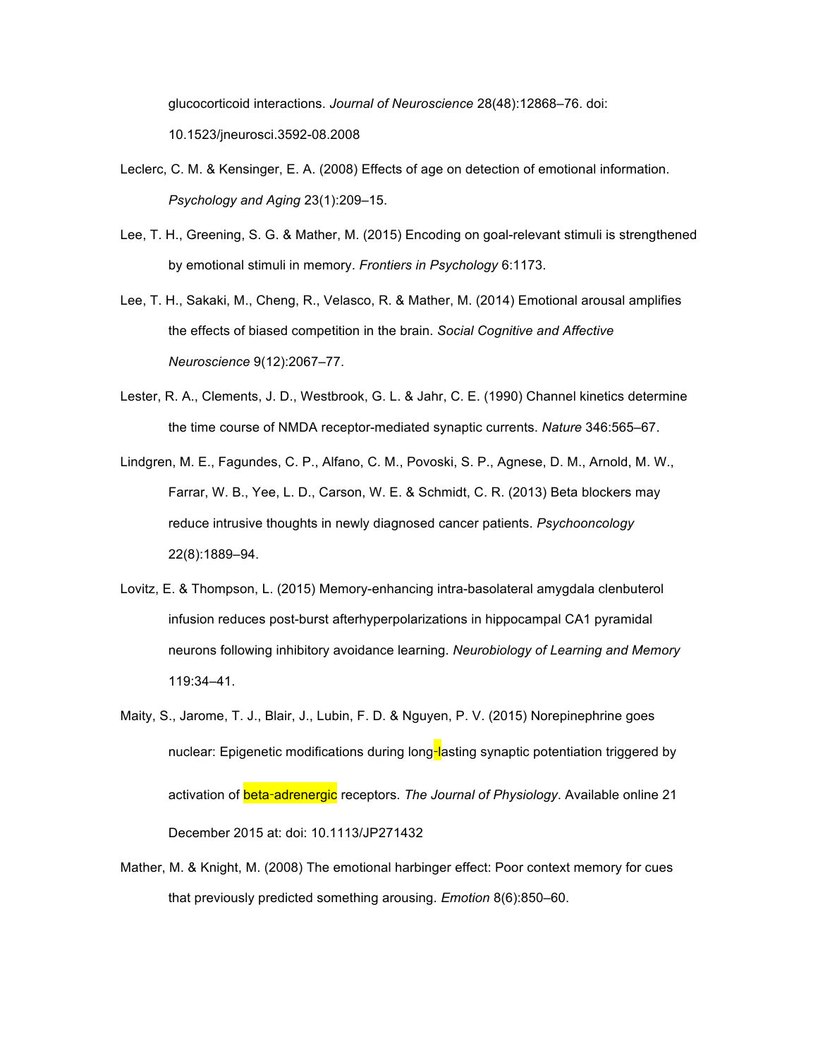glucocorticoid interactions. *Journal of Neuroscience* 28(48):12868–76. doi: 10.1523/jneurosci.3592-08.2008

Leclerc, C. M. & Kensinger, E. A. (2008) Effects of age on detection of emotional information. *Psychology and Aging* 23(1):209–15.

Lee, T. H., Greening, S. G. & Mather, M. (2015) Encoding on goal-relevant stimuli is strengthened by emotional stimuli in memory. *Frontiers in Psychology* 6:1173.

Lee, T. H., Sakaki, M., Cheng, R., Velasco, R. & Mather, M. (2014) Emotional arousal amplifies the effects of biased competition in the brain. *Social Cognitive and Affective Neuroscience* 9(12):2067–77.

Lester, R. A., Clements, J. D., Westbrook, G. L. & Jahr, C. E. (1990) Channel kinetics determine the time course of NMDA receptor-mediated synaptic currents. *Nature* 346:565–67.

Lindgren, M. E., Fagundes, C. P., Alfano, C. M., Povoski, S. P., Agnese, D. M., Arnold, M. W., Farrar, W. B., Yee, L. D., Carson, W. E. & Schmidt, C. R. (2013) Beta blockers may reduce intrusive thoughts in newly diagnosed cancer patients. *Psychooncology* 22(8):1889–94.

Lovitz, E. & Thompson, L. (2015) Memory-enhancing intra-basolateral amygdala clenbuterol infusion reduces post-burst afterhyperpolarizations in hippocampal CA1 pyramidal neurons following inhibitory avoidance learning. *Neurobiology of Learning and Memory* 119:34–41.

Maity, S., Jarome, T. J., Blair, J., Lubin, F. D. & Nguyen, P. V. (2015) Norepinephrine goes nuclear: Epigenetic modifications during long-lasting synaptic potentiation triggered by activation of beta-adrenergic receptors. *The Journal of Physiology*. Available online 21 December 2015 at: doi: 10.1113/JP271432

Mather, M. & Knight, M. (2008) The emotional harbinger effect: Poor context memory for cues that previously predicted something arousing. *Emotion* 8(6):850–60.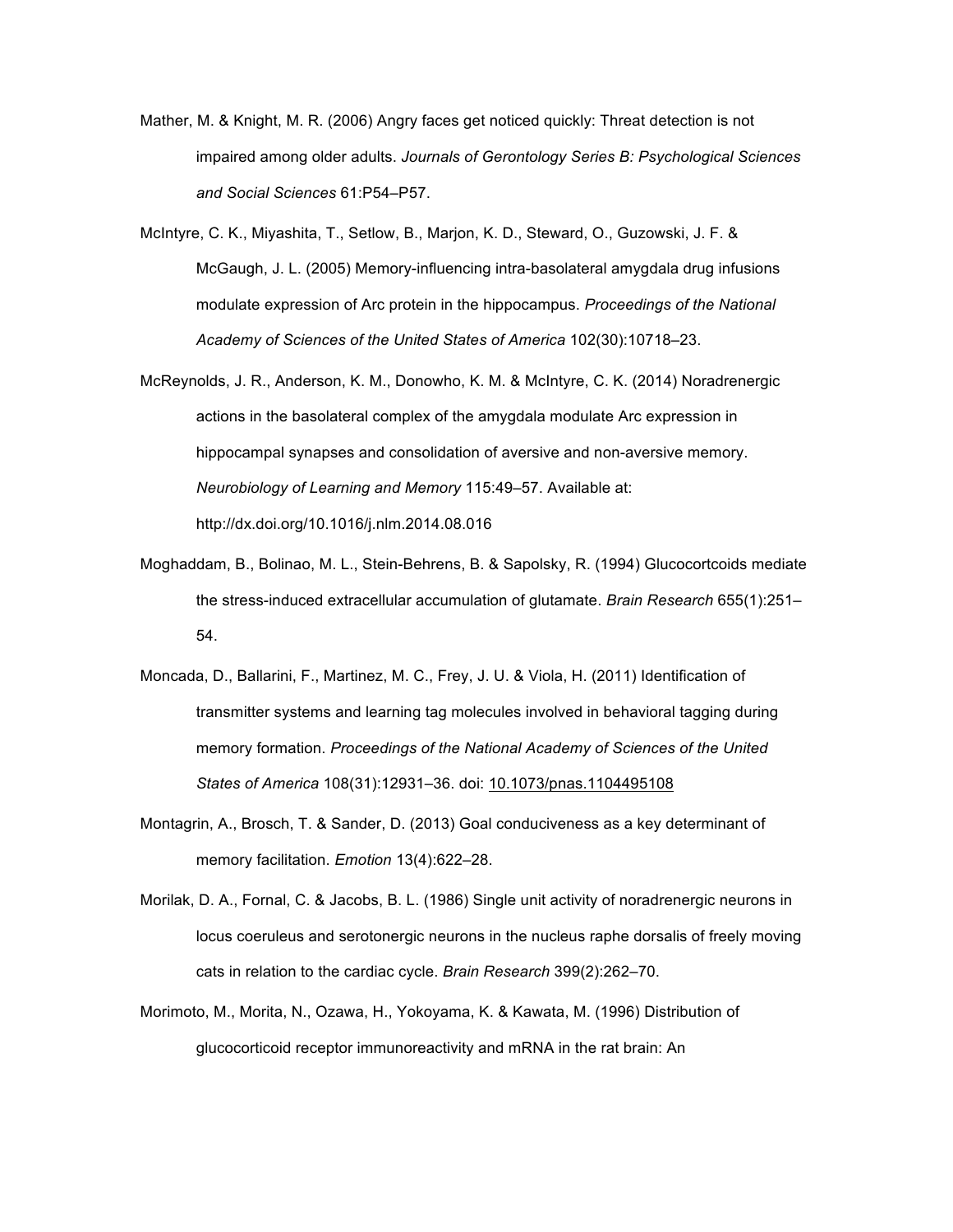Mather, M. & Knight, M. R. (2006) Angry faces get noticed quickly: Threat detection is not impaired among older adults. *Journals of Gerontology Series B: Psychological Sciences and Social Sciences* 61:P54–P57.

McIntyre, C. K., Miyashita, T., Setlow, B., Marjon, K. D., Steward, O., Guzowski, J. F. & McGaugh, J. L. (2005) Memory-influencing intra-basolateral amygdala drug infusions modulate expression of Arc protein in the hippocampus. *Proceedings of the National Academy of Sciences of the United States of America* 102(30):10718–23.

McReynolds, J. R., Anderson, K. M., Donowho, K. M. & McIntyre, C. K. (2014) Noradrenergic actions in the basolateral complex of the amygdala modulate Arc expression in hippocampal synapses and consolidation of aversive and non-aversive memory. *Neurobiology of Learning and Memory* 115:49–57. Available at: http://dx.doi.org/10.1016/j.nlm.2014.08.016

Moghaddam, B., Bolinao, M. L., Stein-Behrens, B. & Sapolsky, R. (1994) Glucocortcoids mediate the stress-induced extracellular accumulation of glutamate. *Brain Research* 655(1):251–54.

Moncada, D., Ballarini, F., Martinez, M. C., Frey, J. U. & Viola, H. (2011) Identification of transmitter systems and learning tag molecules involved in behavioral tagging during memory formation. *Proceedings of the National Academy of Sciences of the United States of America* 108(31):12931–36. doi: 10.1073/pnas.1104495108

Montagrin, A., Brosch, T. & Sander, D. (2013) Goal conduciveness as a key determinant of memory facilitation. *Emotion* 13(4):622–28.

Morilak, D. A., Fornal, C. & Jacobs, B. L. (1986) Single unit activity of noradrenergic neurons in locus coeruleus and serotonergic neurons in the nucleus raphe dorsalis of freely moving cats in relation to the cardiac cycle. *Brain Research* 399(2):262–70.

Morimoto, M., Morita, N., Ozawa, H., Yokoyama, K. & Kawata, M. (1996) Distribution of glucocorticoid receptor immunoreactivity and mRNA in the rat brain: An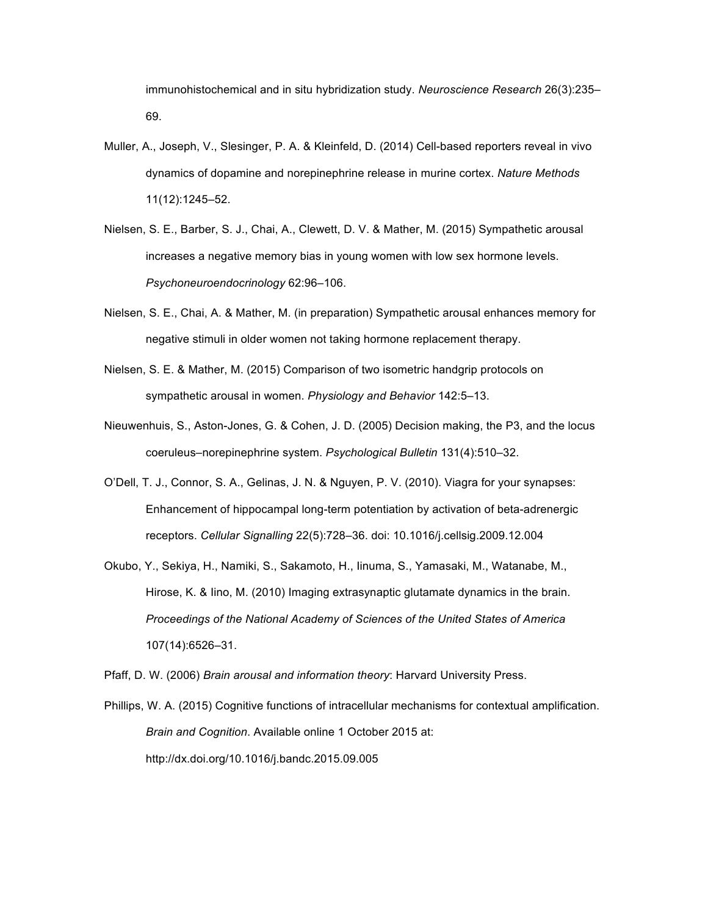immunohistochemical and in situ hybridization study. *Neuroscience Research* 26(3):235–69.

Muller, A., Joseph, V., Slesinger, P. A. & Kleinfeld, D. (2014) Cell-based reporters reveal in vivo dynamics of dopamine and norepinephrine release in murine cortex. *Nature Methods* 11(12):1245–52.

Nielsen, S. E., Barber, S. J., Chai, A., Clewett, D. V. & Mather, M. (2015) Sympathetic arousal increases a negative memory bias in young women with low sex hormone levels. *Psychoneuroendocrinology* 62:96–106.

Nielsen, S. E., Chai, A. & Mather, M. (in preparation) Sympathetic arousal enhances memory for negative stimuli in older women not taking hormone replacement therapy.

Nielsen, S. E. & Mather, M. (2015) Comparison of two isometric handgrip protocols on sympathetic arousal in women. *Physiology and Behavior* 142:5–13.

Nieuwenhuis, S., Aston-Jones, G. & Cohen, J. D. (2005) Decision making, the P3, and the locus coeruleus–norepinephrine system. *Psychological Bulletin* 131(4):510–32.

O'Dell, T. J., Connor, S. A., Gelinas, J. N. & Nguyen, P. V. (2010). Viagra for your synapses: Enhancement of hippocampal long-term potentiation by activation of beta-adrenergic receptors. *Cellular Signalling* 22(5):728–36. doi: 10.1016/j.cellsig.2009.12.004

Okubo, Y., Sekiya, H., Namiki, S., Sakamoto, H., Iinuma, S., Yamasaki, M., Watanabe, M., Hirose, K. & Iino, M. (2010) Imaging extrasynaptic glutamate dynamics in the brain. *Proceedings of the National Academy of Sciences of the United States of America* 107(14):6526–31.

Pfaff, D. W. (2006) *Brain arousal and information theory*: Harvard University Press.

Phillips, W. A. (2015) Cognitive functions of intracellular mechanisms for contextual amplification. *Brain and Cognition*. Available online 1 October 2015 at: http://dx.doi.org/10.1016/j.bandc.2015.09.005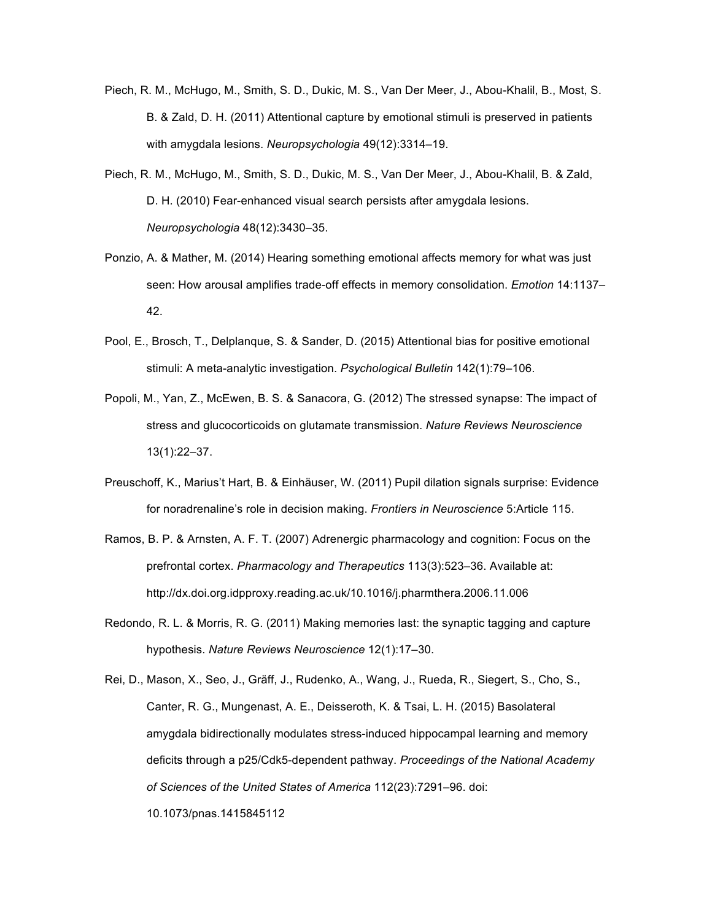Piech, R. M., McHugo, M., Smith, S. D., Dukic, M. S., Van Der Meer, J., Abou-Khalil, B., Most, S. B. & Zald, D. H. (2011) Attentional capture by emotional stimuli is preserved in patients with amygdala lesions. *Neuropsychologia* 49(12):3314–19.

Piech, R. M., McHugo, M., Smith, S. D., Dukic, M. S., Van Der Meer, J., Abou-Khalil, B. & Zald, D. H. (2010) Fear-enhanced visual search persists after amygdala lesions. *Neuropsychologia* 48(12):3430–35.

Ponzio, A. & Mather, M. (2014) Hearing something emotional affects memory for what was just seen: How arousal amplifies trade-off effects in memory consolidation. *Emotion* 14:1137–42.

Pool, E., Brosch, T., Delplanque, S. & Sander, D. (2015) Attentional bias for positive emotional stimuli: A meta-analytic investigation. *Psychological Bulletin* 142(1):79–106.

Popoli, M., Yan, Z., McEwen, B. S. & Sanacora, G. (2012) The stressed synapse: The impact of stress and glucocorticoids on glutamate transmission. *Nature Reviews Neuroscience* 13(1):22–37.

Preuschoff, K., Marius't Hart, B. & Einhäuser, W. (2011) Pupil dilation signals surprise: Evidence for noradrenaline's role in decision making. *Frontiers in Neuroscience* 5:Article 115.

Ramos, B. P. & Arnsten, A. F. T. (2007) Adrenergic pharmacology and cognition: Focus on the prefrontal cortex. *Pharmacology and Therapeutics* 113(3):523–36. Available at: http://dx.doi.org.idpproxy.reading.ac.uk/10.1016/j.pharmthera.2006.11.006

Redondo, R. L. & Morris, R. G. (2011) Making memories last: the synaptic tagging and capture hypothesis. *Nature Reviews Neuroscience* 12(1):17–30.

Rei, D., Mason, X., Seo, J., Gräff, J., Rudenko, A., Wang, J., Rueda, R., Siegert, S., Cho, S., Canter, R. G., Mungenast, A. E., Deisseroth, K. & Tsai, L. H. (2015) Basolateral amygdala bidirectionally modulates stress-induced hippocampal learning and memory deficits through a p25/Cdk5-dependent pathway. *Proceedings of the National Academy of Sciences of the United States of America* 112(23):7291–96. doi: 10.1073/pnas.1415845112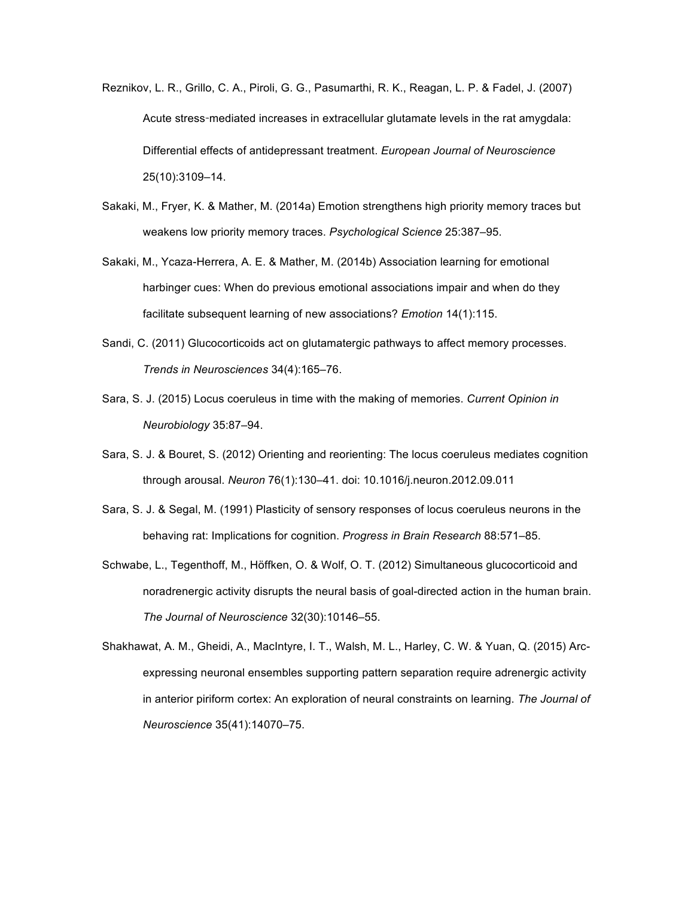Reznikov, L. R., Grillo, C. A., Piroli, G. G., Pasumarthi, R. K., Reagan, L. P. & Fadel, J. (2007) Acute stress-mediated increases in extracellular glutamate levels in the rat amygdala: Differential effects of antidepressant treatment. *European Journal of Neuroscience* 25(10):3109–14.

Sakaki, M., Fryer, K. & Mather, M. (2014a) Emotion strengthens high priority memory traces but weakens low priority memory traces. *Psychological Science* 25:387–95.

Sakaki, M., Ycaza-Herrera, A. E. & Mather, M. (2014b) Association learning for emotional harbinger cues: When do previous emotional associations impair and when do they facilitate subsequent learning of new associations? *Emotion* 14(1):115.

Sandi, C. (2011) Glucocorticoids act on glutamatergic pathways to affect memory processes. *Trends in Neurosciences* 34(4):165–76.

Sara, S. J. (2015) Locus coeruleus in time with the making of memories. *Current Opinion in Neurobiology* 35:87–94.

Sara, S. J. & Bouret, S. (2012) Orienting and reorienting: The locus coeruleus mediates cognition through arousal. *Neuron* 76(1):130–41. doi: 10.1016/j.neuron.2012.09.011

Sara, S. J. & Segal, M. (1991) Plasticity of sensory responses of locus coeruleus neurons in the behaving rat: Implications for cognition. *Progress in Brain Research* 88:571–85.

Schwabe, L., Tegenthoff, M., Höffken, O. & Wolf, O. T. (2012) Simultaneous glucocorticoid and noradrenergic activity disrupts the neural basis of goal-directed action in the human brain. *The Journal of Neuroscience* 32(30):10146–55.

Shakhawat, A. M., Gheidi, A., MacIntyre, I. T., Walsh, M. L., Harley, C. W. & Yuan, Q. (2015) Arc-expressing neuronal ensembles supporting pattern separation require adrenergic activity in anterior piriform cortex: An exploration of neural constraints on learning. *The Journal of Neuroscience* 35(41):14070–75.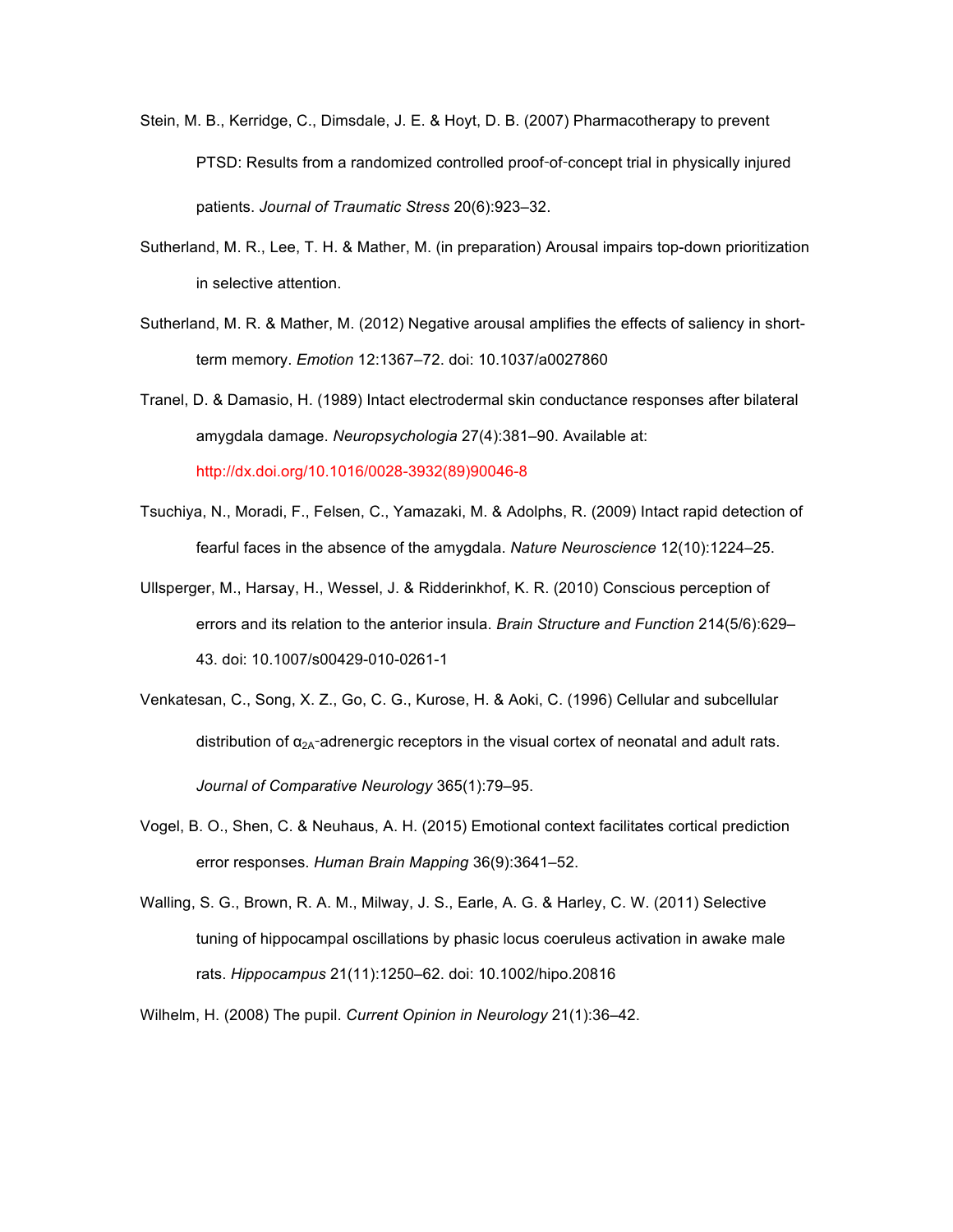Stein, M. B., Kerridge, C., Dimsdale, J. E. & Hoyt, D. B. (2007) Pharmacotherapy to prevent PTSD: Results from a randomized controlled proof-of-concept trial in physically injured patients. *Journal of Traumatic Stress* 20(6):923–32.

Sutherland, M. R., Lee, T. H. & Mather, M. (in preparation) Arousal impairs top-down prioritization in selective attention.

Sutherland, M. R. & Mather, M. (2012) Negative arousal amplifies the effects of saliency in short-term memory. *Emotion* 12:1367–72. doi: 10.1037/a0027860

Tranel, D. & Damasio, H. (1989) Intact electrodermal skin conductance responses after bilateral amygdala damage. *Neuropsychologia* 27(4):381–90. Available at: http://dx.doi.org/10.1016/0028-3932(89)90046-8

Tsuchiya, N., Moradi, F., Felsen, C., Yamazaki, M. & Adolphs, R. (2009) Intact rapid detection of fearful faces in the absence of the amygdala. *Nature Neuroscience* 12(10):1224–25.

Ullsperger, M., Harsay, H., Wessel, J. & Ridderinkhof, K. R. (2010) Conscious perception of errors and its relation to the anterior insula. *Brain Structure and Function* 214(5/6):629–43. doi: 10.1007/s00429-010-0261-1

Venkatesan, C., Song, X. Z., Go, C. G., Kurose, H. & Aoki, C. (1996) Cellular and subcellular distribution of $\alpha_{2A}$-adrenergic receptors in the visual cortex of neonatal and adult rats. *Journal of Comparative Neurology* 365(1):79–95.

Vogel, B. O., Shen, C. & Neuhaus, A. H. (2015) Emotional context facilitates cortical prediction error responses. *Human Brain Mapping* 36(9):3641–52.

Walling, S. G., Brown, R. A. M., Milway, J. S., Earle, A. G. & Harley, C. W. (2011) Selective tuning of hippocampal oscillations by phasic locus coeruleus activation in awake male rats. *Hippocampus* 21(11):1250–62. doi: 10.1002/hipo.20816

Wilhelm, H. (2008) The pupil. *Current Opinion in Neurology* 21(1):36–42.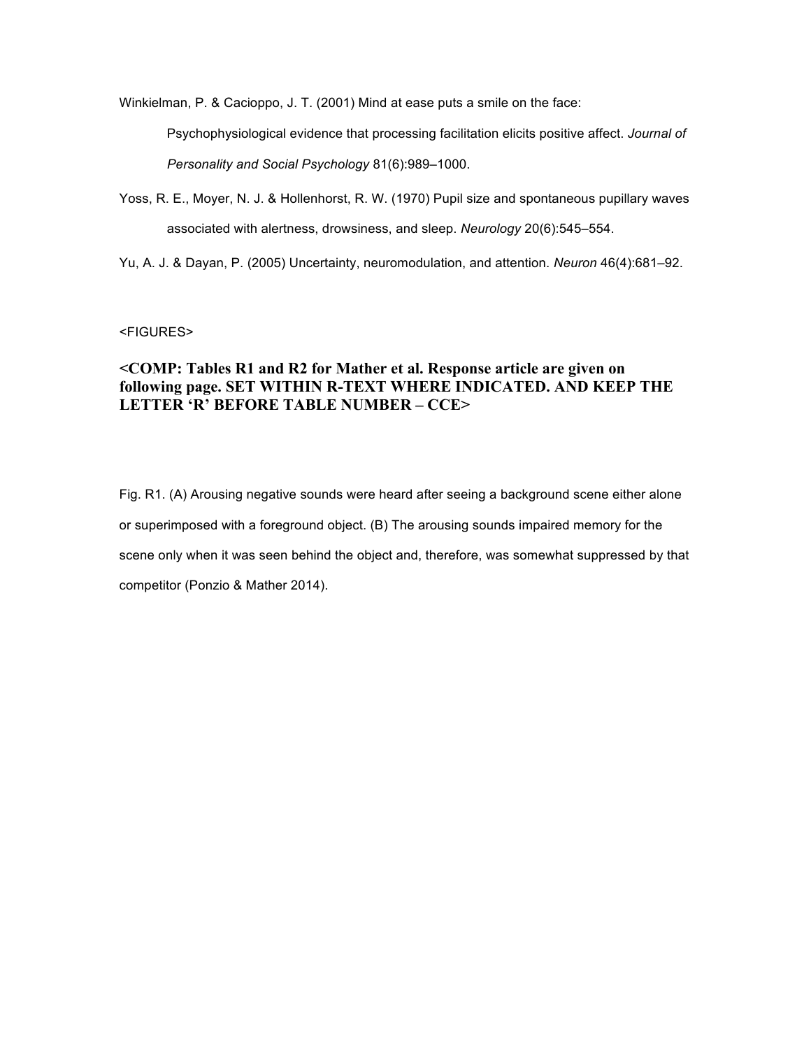Winkielman, P. & Cacioppo, J. T. (2001) Mind at ease puts a smile on the face: Psychophysiological evidence that processing facilitation elicits positive affect. *Journal of Personality and Social Psychology* 81(6):989–1000.

Yoss, R. E., Moyer, N. J. & Hollenhorst, R. W. (1970) Pupil size and spontaneous pupillary waves associated with alertness, drowsiness, and sleep. *Neurology* 20(6):545–554.

Yu, A. J. & Dayan, P. (2005) Uncertainty, neuromodulation, and attention. *Neuron* 46(4):681–92.

<FIGURES>

**<COMP: Tables R1 and R2 for Mather et al. Response article are given on following page. SET WITHIN R-TEXT WHERE INDICATED. AND KEEP THE LETTER 'R' BEFORE TABLE NUMBER – CCE>**

Fig. R1. (A) Arousing negative sounds were heard after seeing a background scene either alone or superimposed with a foreground object. (B) The arousing sounds impaired memory for the scene only when it was seen behind the object and, therefore, was somewhat suppressed by that competitor (Ponzio & Mather 2014).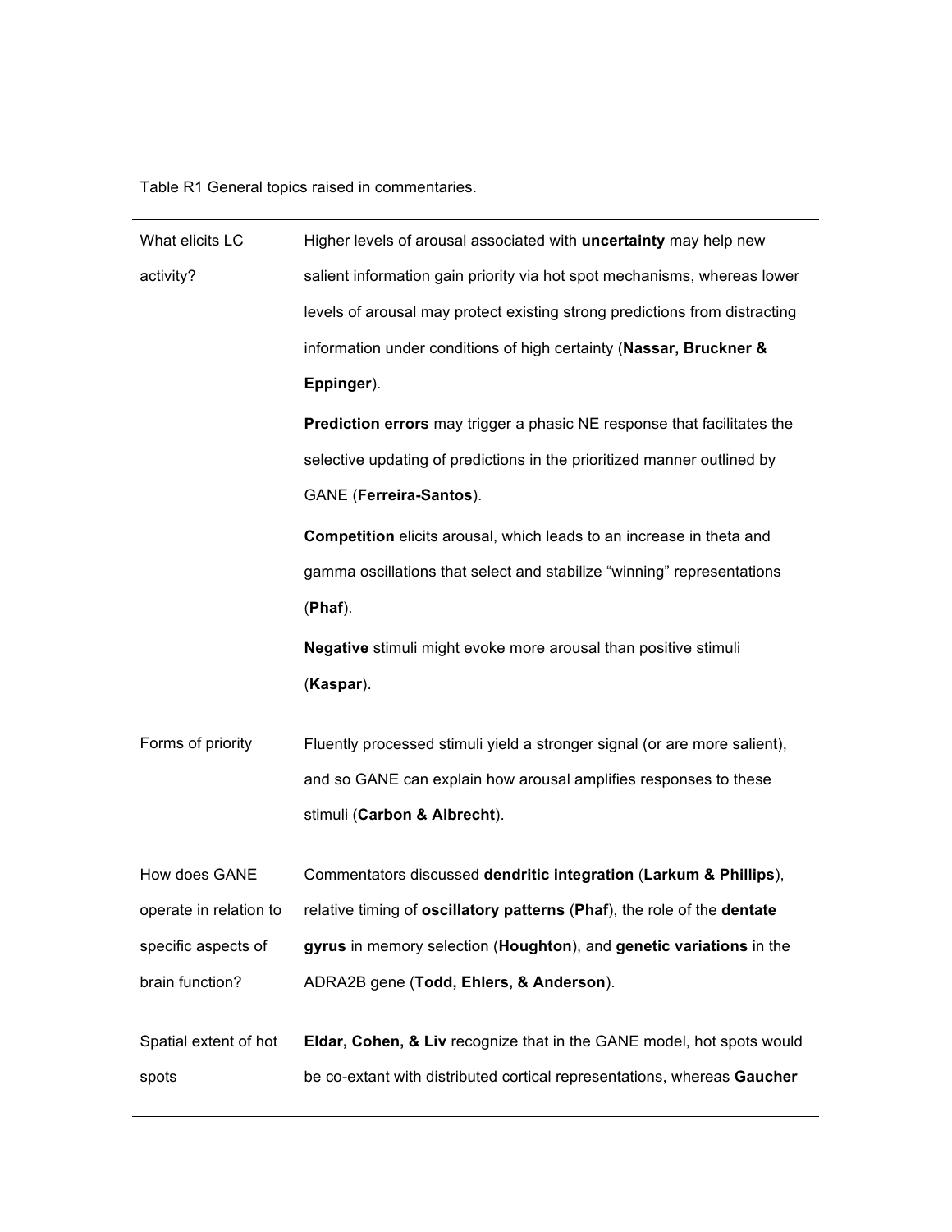Table R1 General topics raised in commentaries.

| | |
|---|---|
| What elicits LC activity? | Higher levels of arousal associated with **uncertainty** may help new salient information gain priority via hot spot mechanisms, whereas lower levels of arousal may protect existing strong predictions from distracting information under conditions of high certainty (**Nassar, Bruckner & Eppinger**).<br><br>**Prediction errors** may trigger a phasic NE response that facilitates the selective updating of predictions in the prioritized manner outlined by GANE (**Ferreira-Santos**).<br><br>**Competition** elicits arousal, which leads to an increase in theta and gamma oscillations that select and stabilize "winning" representations (**Phaf**).<br><br>**Negative** stimuli might evoke more arousal than positive stimuli (**Kaspar**). |
| Forms of priority | Fluently processed stimuli yield a stronger signal (or are more salient), and so GANE can explain how arousal amplifies responses to these stimuli (**Carbon & Albrecht**). |
| How does GANE operate in relation to specific aspects of brain function? | Commentators discussed **dendritic integration** (**Larkum & Phillips**), relative timing of **oscillatory patterns** (**Phaf**), the role of the **dentate gyrus** in memory selection (**Houghton**), and **genetic variations** in the ADRA2B gene (**Todd, Ehlers, & Anderson**). |
| Spatial extent of hot spots | **Eldar, Cohen, & Liv** recognize that in the GANE model, hot spots would be co-extant with distributed cortical representations, whereas **Gaucher** |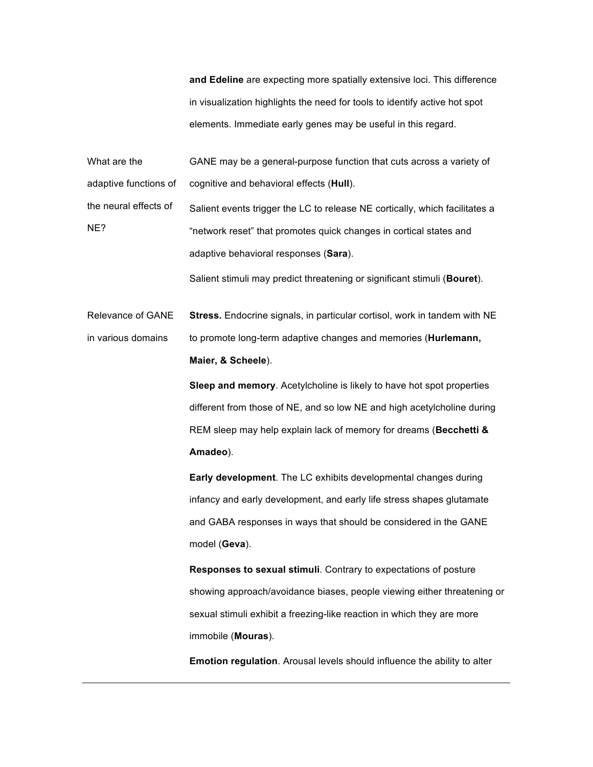| | |
|---|---|
| | **and Edeline** are expecting more spatially extensive loci. This difference in visualization highlights the need for tools to identify active hot spot elements. Immediate early genes may be useful in this regard. |
| What are the adaptive functions of the neural effects of NE? | GANE may be a general-purpose function that cuts across a variety of cognitive and behavioral effects (**Hull**).<br>Salient events trigger the LC to release NE cortically, which facilitates a "network reset" that promotes quick changes in cortical states and adaptive behavioral responses (**Sara**).<br>Salient stimuli may predict threatening or significant stimuli (**Bouret**). |
| Relevance of GANE in various domains | **Stress.** Endocrine signals, in particular cortisol, work in tandem with NE to promote long-term adaptive changes and memories (**Hurlemann, Maier, & Scheele**).<br>**Sleep and memory**. Acetylcholine is likely to have hot spot properties different from those of NE, and so low NE and high acetylcholine during REM sleep may help explain lack of memory for dreams (**Becchetti & Amadeo**).<br>**Early development**. The LC exhibits developmental changes during infancy and early development, and early life stress shapes glutamate and GABA responses in ways that should be considered in the GANE model (**Geva**).<br>**Responses to sexual stimuli**. Contrary to expectations of posture showing approach/avoidance biases, people viewing either threatening or sexual stimuli exhibit a freezing-like reaction in which they are more immobile (**Mouras**).<br>**Emotion regulation**. Arousal levels should influence the ability to alter |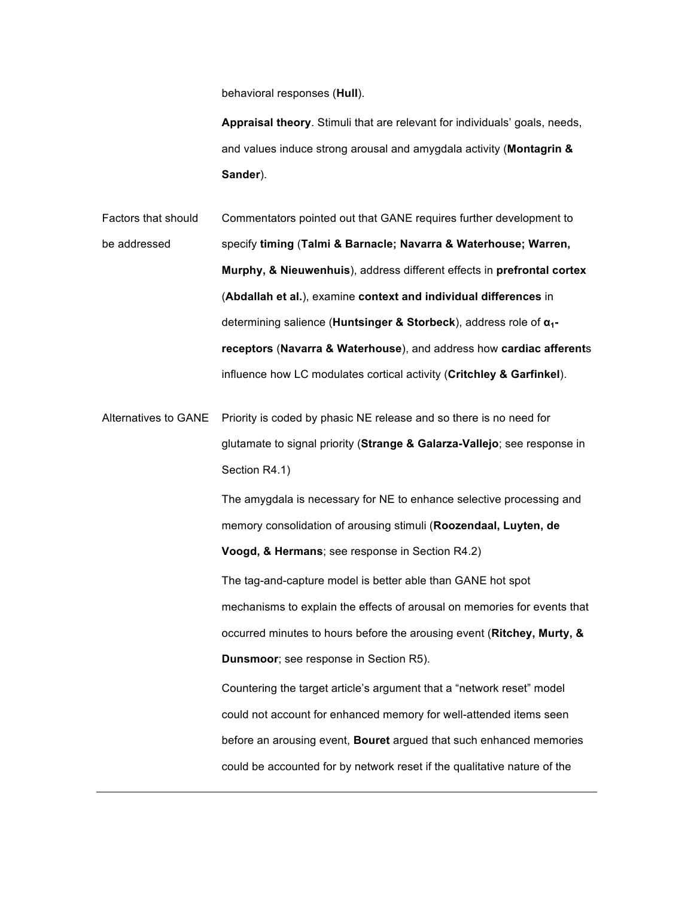| | |
|---|---|
| | behavioral responses (**Hull**).<br><br>**Appraisal theory**. Stimuli that are relevant for individuals' goals, needs, and values induce strong arousal and amygdala activity (**Montagrin & Sander**). |
| Factors that should be addressed | Commentators pointed out that GANE requires further development to specify **timing** (**Talmi & Barnacle; Navarra & Waterhouse; Warren, Murphy, & Nieuwenhuis**), address different effects in **prefrontal cortex** (**Abdallah et al.**), examine **context and individual differences** in determining salience (**Huntsinger & Storbeck**), address role of **$\alpha_1$-receptors** (**Navarra & Waterhouse**), and address how **cardiac afferent**s influence how LC modulates cortical activity (**Critchley & Garfinkel**). |
| Alternatives to GANE | Priority is coded by phasic NE release and so there is no need for glutamate to signal priority (**Strange & Galarza-Vallejo**; see response in Section R4.1)<br><br>The amygdala is necessary for NE to enhance selective processing and memory consolidation of arousing stimuli (**Roozendaal, Luyten, de Voogd, & Hermans**; see response in Section R4.2)<br><br>The tag-and-capture model is better able than GANE hot spot mechanisms to explain the effects of arousal on memories for events that occurred minutes to hours before the arousing event (**Ritchey, Murty, & Dunsmoor**; see response in Section R5).<br><br>Countering the target article's argument that a "network reset" model could not account for enhanced memory for well-attended items seen before an arousing event, **Bouret** argued that such enhanced memories could be accounted for by network reset if the qualitative nature of the |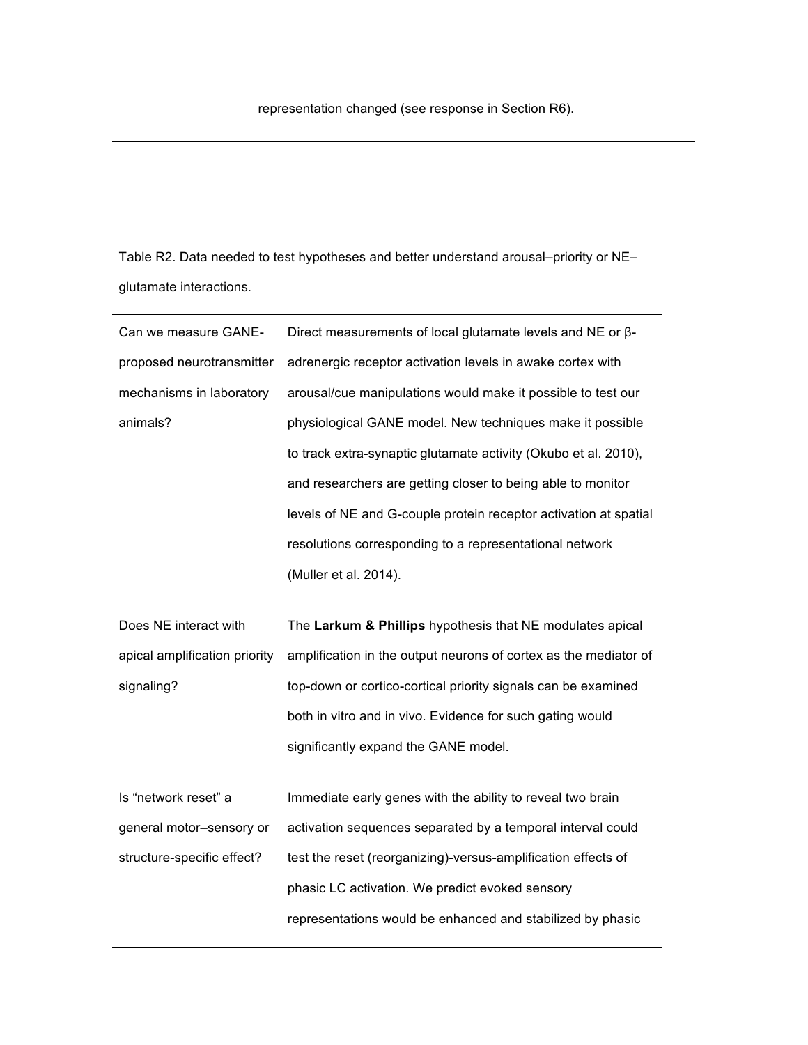representation changed (see response in Section R6).

---

Table R2. Data needed to test hypotheses and better understand arousal–priority or NE–glutamate interactions.

| | |
|---|---|
| Can we measure GANE-proposed neurotransmitter mechanisms in laboratory animals? | Direct measurements of local glutamate levels and NE or β-adrenergic receptor activation levels in awake cortex with arousal/cue manipulations would make it possible to test our physiological GANE model. New techniques make it possible to track extra-synaptic glutamate activity (Okubo et al. 2010), and researchers are getting closer to being able to monitor levels of NE and G-couple protein receptor activation at spatial resolutions corresponding to a representational network (Muller et al. 2014). |
| Does NE interact with apical amplification priority signaling? | The **Larkum & Phillips** hypothesis that NE modulates apical amplification in the output neurons of cortex as the mediator of top-down or cortico-cortical priority signals can be examined both in vitro and in vivo. Evidence for such gating would significantly expand the GANE model. |
| Is “network reset” a general motor–sensory or structure-specific effect? | Immediate early genes with the ability to reveal two brain activation sequences separated by a temporal interval could test the reset (reorganizing)-versus-amplification effects of phasic LC activation. We predict evoked sensory representations would be enhanced and stabilized by phasic |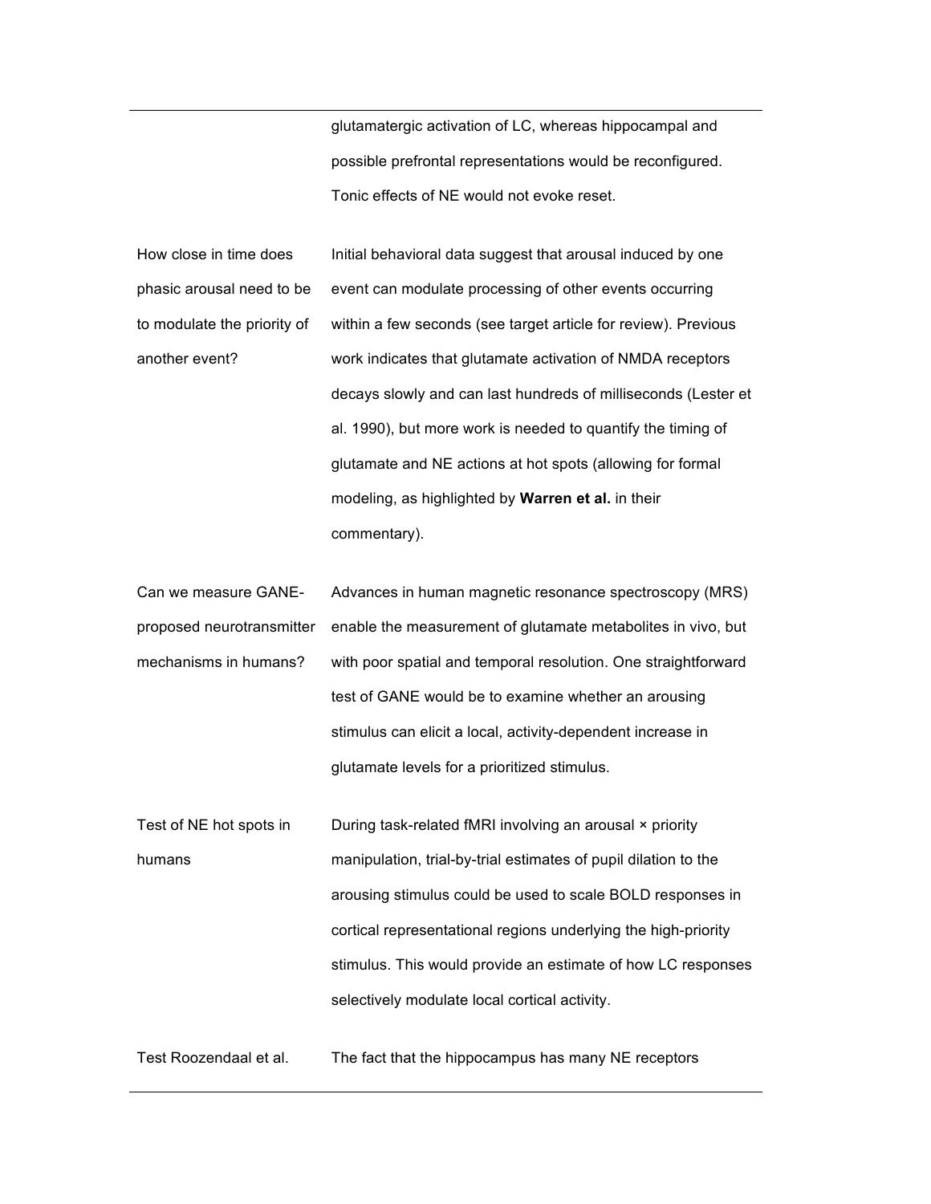| | |
|---|---|
| | glutamatergic activation of LC, whereas hippocampal and possible prefrontal representations would be reconfigured. Tonic effects of NE would not evoke reset. |
| How close in time does phasic arousal need to be to modulate the priority of another event? | Initial behavioral data suggest that arousal induced by one event can modulate processing of other events occurring within a few seconds (see target article for review). Previous work indicates that glutamate activation of NMDA receptors decays slowly and can last hundreds of milliseconds (Lester et al. 1990), but more work is needed to quantify the timing of glutamate and NE actions at hot spots (allowing for formal modeling, as highlighted by **Warren et al.** in their commentary). |
| Can we measure GANE-proposed neurotransmitter mechanisms in humans? | Advances in human magnetic resonance spectroscopy (MRS) enable the measurement of glutamate metabolites in vivo, but with poor spatial and temporal resolution. One straightforward test of GANE would be to examine whether an arousing stimulus can elicit a local, activity-dependent increase in glutamate levels for a prioritized stimulus. |
| Test of NE hot spots in humans | During task-related fMRI involving an arousal × priority manipulation, trial-by-trial estimates of pupil dilation to the arousing stimulus could be used to scale BOLD responses in cortical representational regions underlying the high-priority stimulus. This would provide an estimate of how LC responses selectively modulate local cortical activity. |
| Test Roozendaal et al. | The fact that the hippocampus has many NE receptors |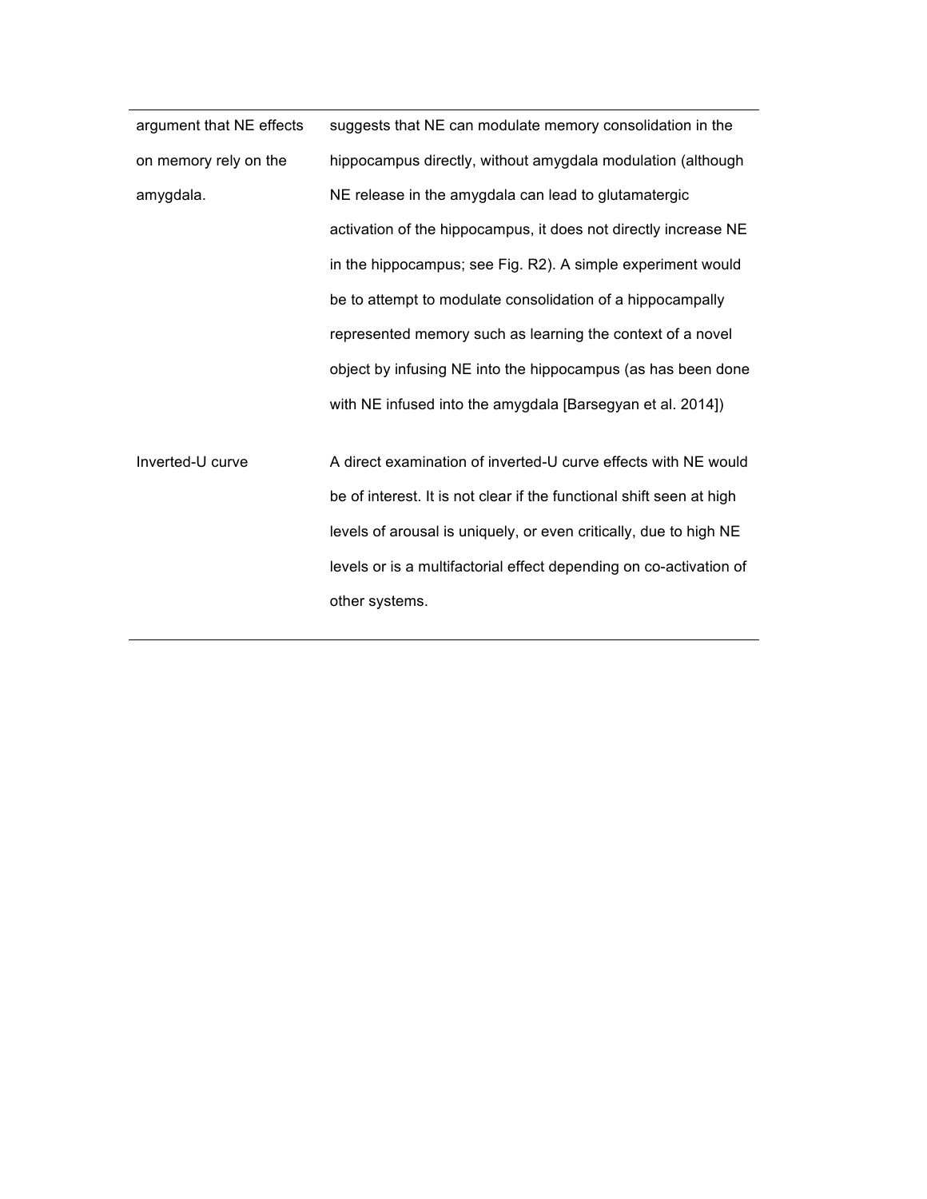| | |
|---|---|
| argument that NE effects on memory rely on the amygdala. | suggests that NE can modulate memory consolidation in the hippocampus directly, without amygdala modulation (although NE release in the amygdala can lead to glutamatergic activation of the hippocampus, it does not directly increase NE in the hippocampus; see Fig. R2). A simple experiment would be to attempt to modulate consolidation of a hippocampally represented memory such as learning the context of a novel object by infusing NE into the hippocampus (as has been done with NE infused into the amygdala [Barsegyan et al. 2014]) |
| Inverted-U curve | A direct examination of inverted-U curve effects with NE would be of interest. It is not clear if the functional shift seen at high levels of arousal is uniquely, or even critically, due to high NE levels or is a multifactorial effect depending on co-activation of other systems. |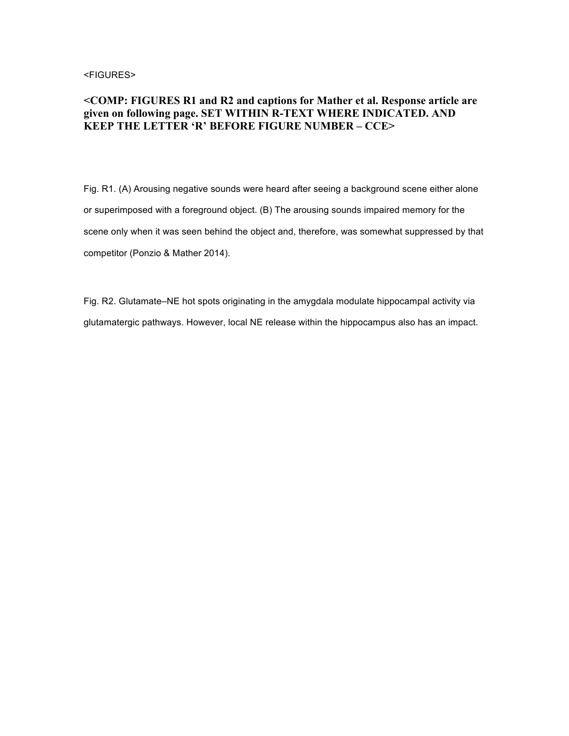<FIGURES>

**<COMP: FIGURES R1 and R2 and captions for Mather et al. Response article are given on following page. SET WITHIN R-TEXT WHERE INDICATED. AND KEEP THE LETTER 'R' BEFORE FIGURE NUMBER – CCE>**

Fig. R1. (A) Arousing negative sounds were heard after seeing a background scene either alone or superimposed with a foreground object. (B) The arousing sounds impaired memory for the scene only when it was seen behind the object and, therefore, was somewhat suppressed by that competitor (Ponzio & Mather 2014).

Fig. R2. Glutamate–NE hot spots originating in the amygdala modulate hippocampal activity via glutamatergic pathways. However, local NE release within the hippocampus also has an impact.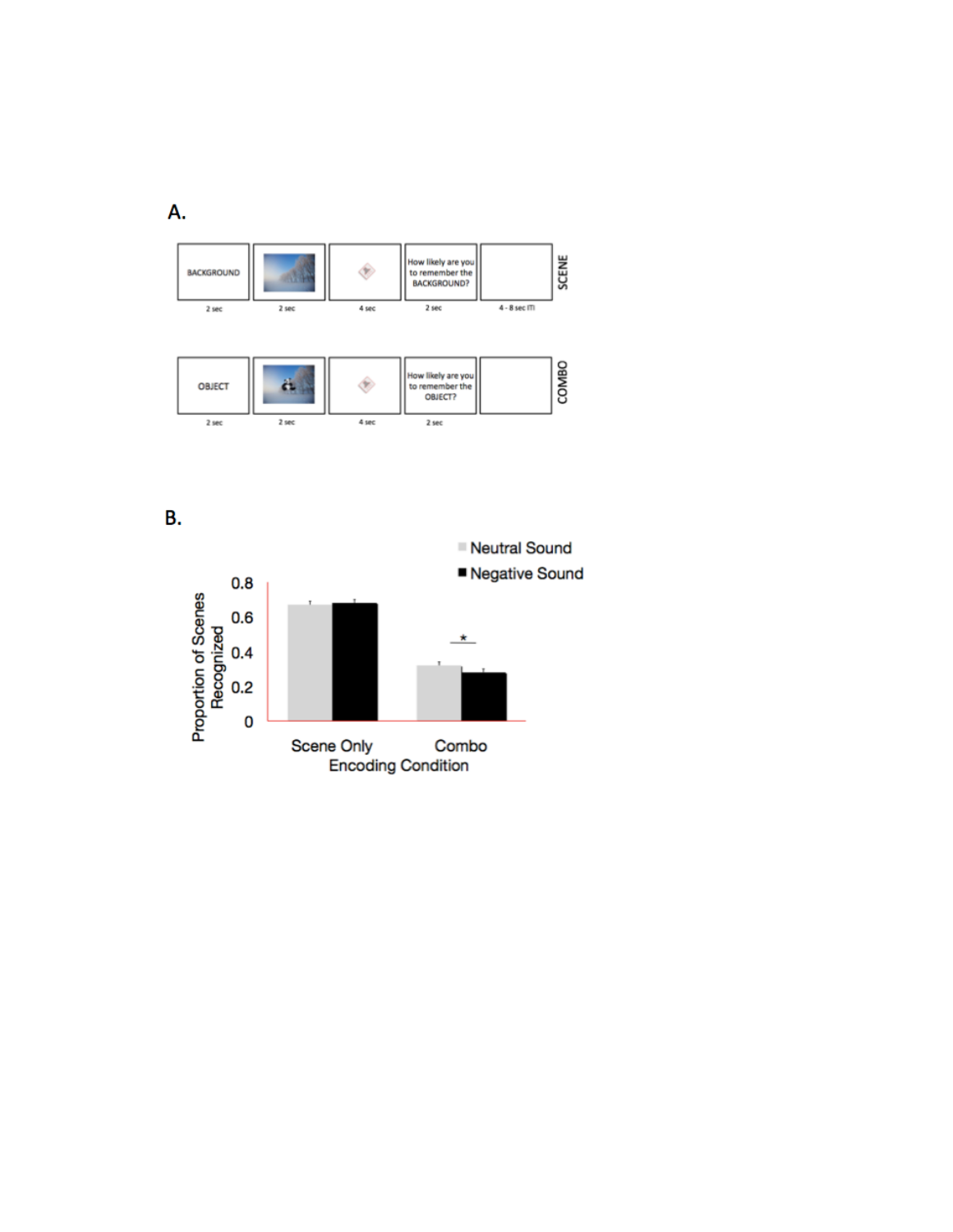**A.**

| BACKGROUND | | | How likely are you to remember the BACKGROUND? | | SCENE |
|---|---|---|---|---|---|
| 2 sec | 2 sec | 4 sec | 2 sec | 4 - 8 sec ITI | |

| OBJECT | | | How likely are you to remember the OBJECT? | | COMBO |
|---|---|---|---|---|---|
| 2 sec | 2 sec | 4 sec | 2 sec | | |

**B.**

Neutral Sound
Negative Sound

Proportion of Scenes Recognized

0.8
0.6
0.4
0.2
0

*

Scene Only    Combo

Encoding Condition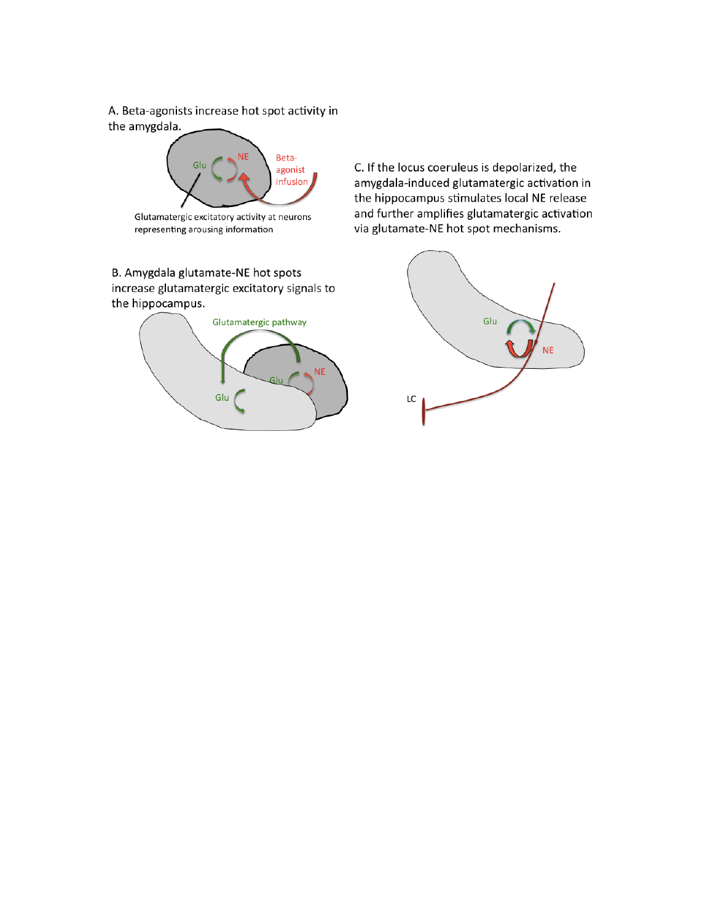A. Beta-agonists increase hot spot activity in the amygdala.

Glu

NE

Beta-agonist infusion

Glutamatergic excitatory activity at neurons representing arousing information

B. Amygdala glutamate-NE hot spots increase glutamatergic excitatory signals to the hippocampus.

Glutamatergic pathway

Glu

NE

Glu

C. If the locus coeruleus is depolarized, the amygdala-induced glutamatergic activation in the hippocampus stimulates local NE release and further amplifies glutamatergic activation via glutamate-NE hot spot mechanisms.

Glu

NE

LC